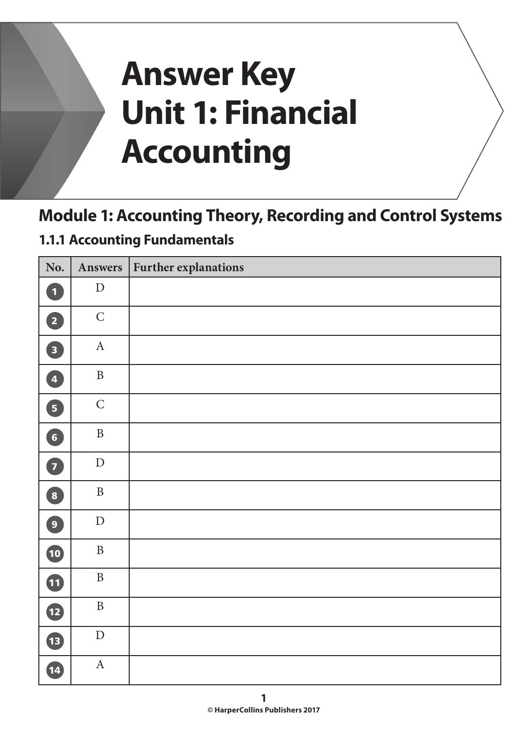# Answer Key Unit 1: Financial Accounting

## Module 1: Accounting Theory, Recording and Control Systems

### 1.1.1 Accounting Fundamentals

| No. | Answers | Further explanations |
|---|---|---|
| 1 | D | |
| 2 | C | |
| 3 | A | |
| 4 | B | |
| 5 | C | |
| 6 | B | |
| 7 | D | |
| 8 | B | |
| 9 | D | |
| 10 | B | |
| 11 | B | |
| 12 | B | |
| 13 | D | |
| 14 | A | |

© HarperCollins Publishers 2017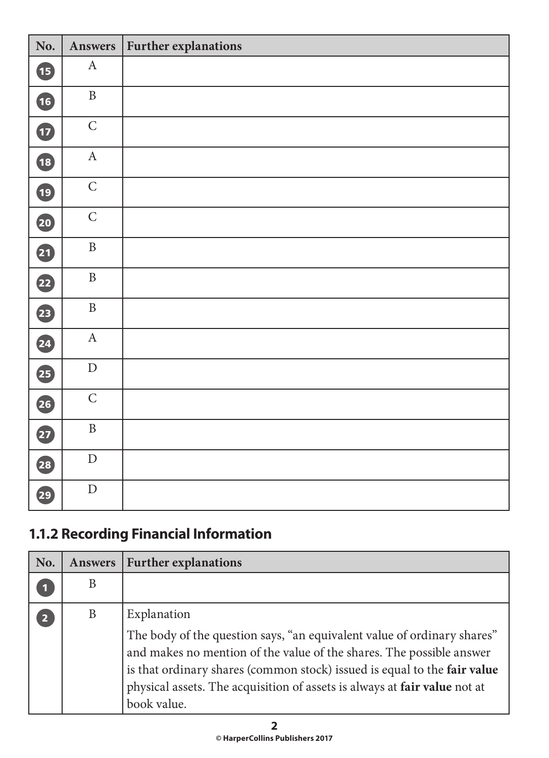| No. | Answers | Further explanations |
|---|---|---|
| 15 | A | |
| 16 | B | |
| 17 | C | |
| 18 | A | |
| 19 | C | |
| 20 | C | |
| 21 | B | |
| 22 | B | |
| 23 | B | |
| 24 | A | |
| 25 | D | |
| 26 | C | |
| 27 | B | |
| 28 | D | |
| 29 | D | |

## 1.1.2 Recording Financial Information

| No. | Answers | Further explanations |
|---|---|---|
| 1 | B | |
| 2 | B | Explanation<br>The body of the question says, "an equivalent value of ordinary shares" and makes no mention of the value of the shares. The possible answer is that ordinary shares (common stock) issued is equal to the **fair value** physical assets. The acquisition of assets is always at **fair value** not at book value. |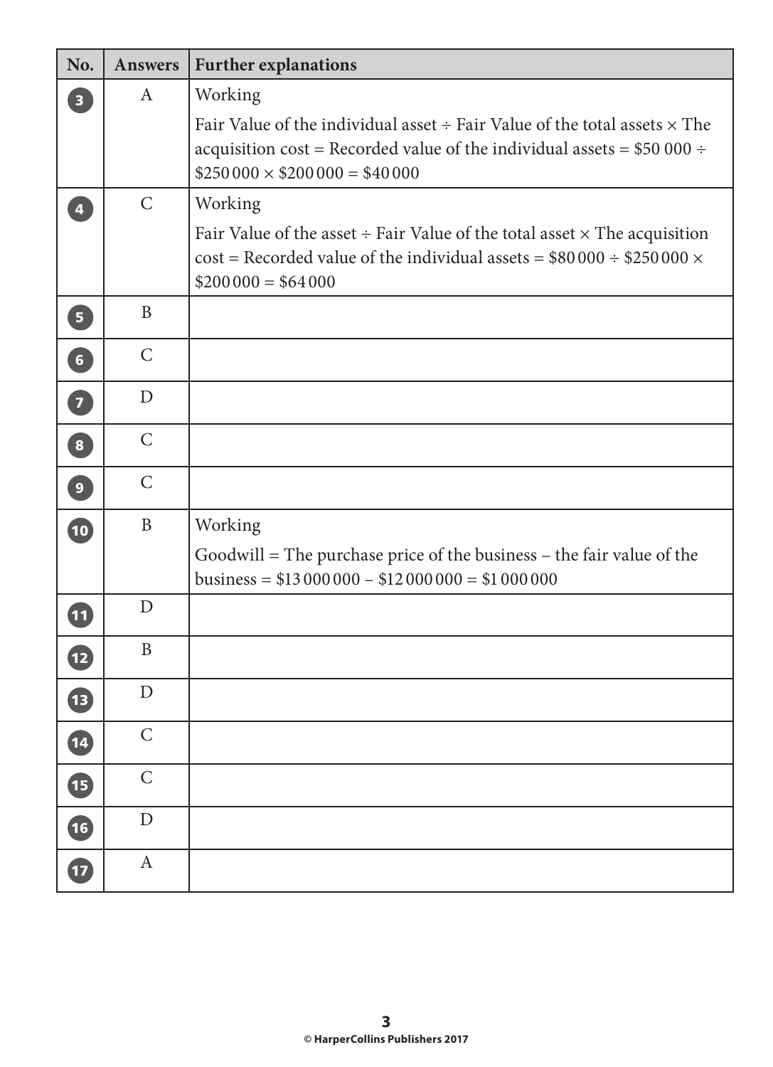| No. | Answers | Further explanations |
|---|---|---|
| 3 | A | Working<br>Fair Value of the individual asset ÷ Fair Value of the total assets × The acquisition cost = Recorded value of the individual assets = $50 000 ÷ $250 000 × $200 000 = $40 000 |
| 4 | C | Working<br>Fair Value of the asset ÷ Fair Value of the total asset × The acquisition cost = Recorded value of the individual assets = $80 000 ÷ $250 000 × $200 000 = $64 000 |
| 5 | B | |
| 6 | C | |
| 7 | D | |
| 8 | C | |
| 9 | C | |
| 10 | B | Working<br>Goodwill = The purchase price of the business – the fair value of the business = $13 000 000 – $12 000 000 = $1 000 000 |
| 11 | D | |
| 12 | B | |
| 13 | D | |
| 14 | C | |
| 15 | C | |
| 16 | D | |
| 17 | A | |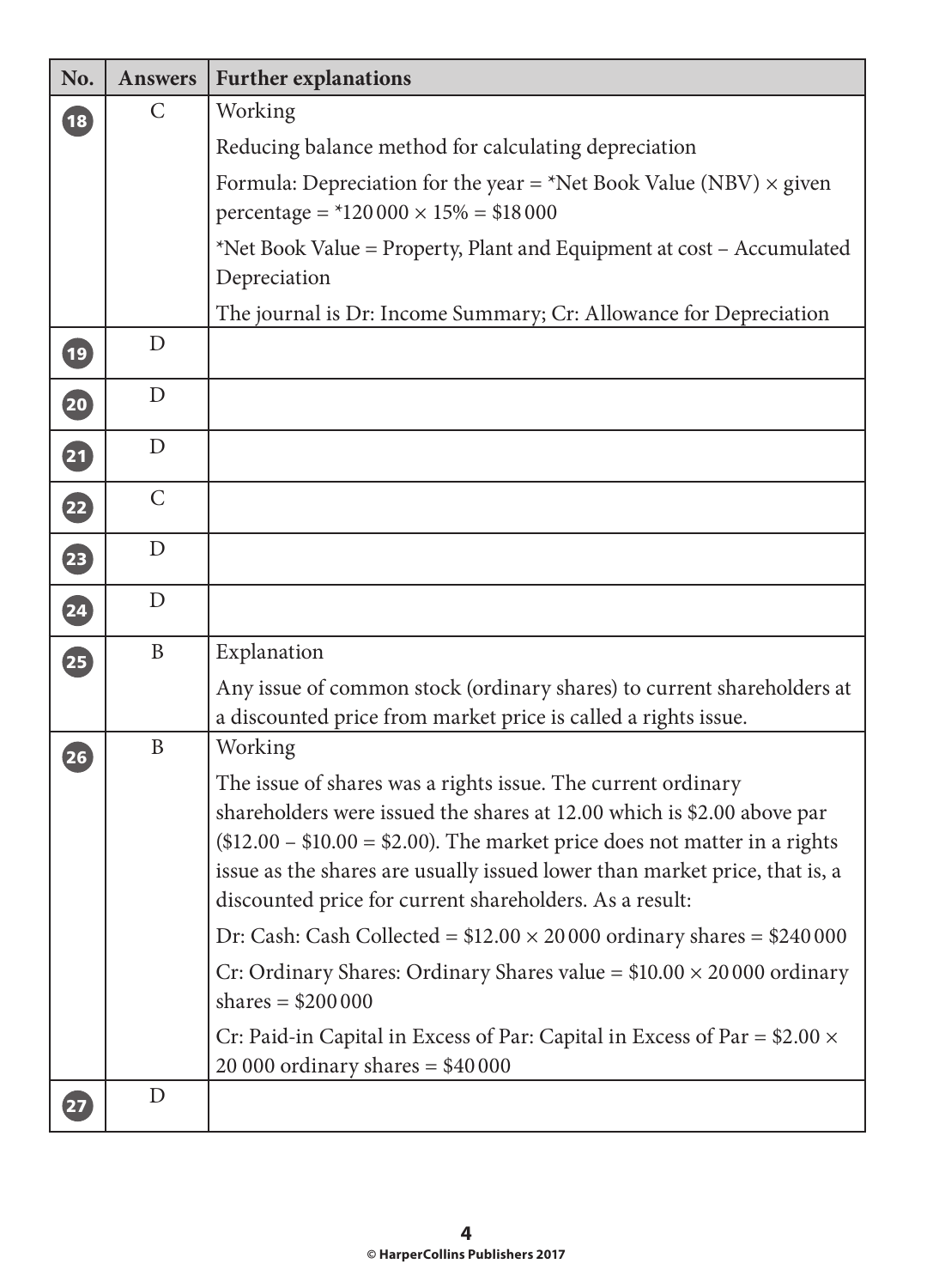| No. | Answers | Further explanations |
|---|---|---|
| 18 | C | Working<br><br>Reducing balance method for calculating depreciation<br><br>Formula: Depreciation for the year = *Net Book Value (NBV) × given percentage = *120 000 × 15% = $18 000<br><br>*Net Book Value = Property, Plant and Equipment at cost – Accumulated Depreciation<br><br>The journal is Dr: Income Summary; Cr: Allowance for Depreciation |
| 19 | D | |
| 20 | D | |
| 21 | D | |
| 22 | C | |
| 23 | D | |
| 24 | D | |
| 25 | B | Explanation<br><br>Any issue of common stock (ordinary shares) to current shareholders at a discounted price from market price is called a rights issue. |
| 26 | B | Working<br><br>The issue of shares was a rights issue. The current ordinary shareholders were issued the shares at 12.00 which is $2.00 above par ($12.00 – $10.00 = $2.00). The market price does not matter in a rights issue as the shares are usually issued lower than market price, that is, a discounted price for current shareholders. As a result:<br><br>Dr: Cash: Cash Collected = $12.00 × 20 000 ordinary shares = $240 000<br><br>Cr: Ordinary Shares: Ordinary Shares value = $10.00 × 20 000 ordinary shares = $200 000<br><br>Cr: Paid-in Capital in Excess of Par: Capital in Excess of Par = $2.00 × 20 000 ordinary shares = $40 000 |
| 27 | D | |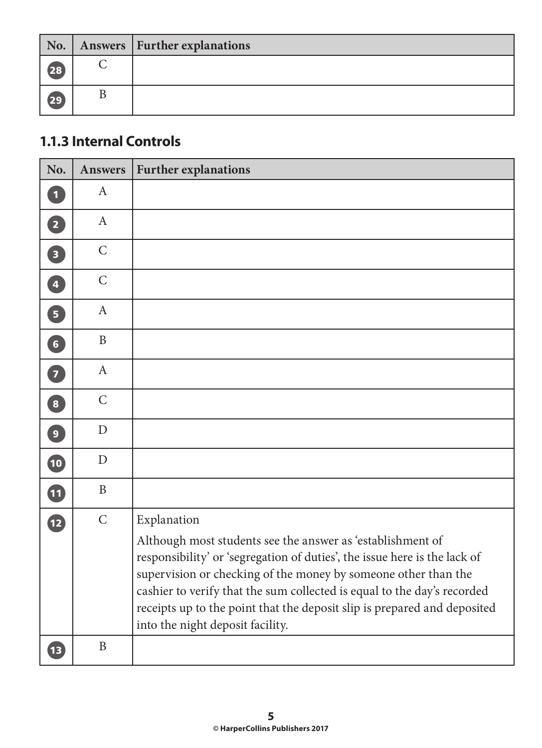| No. | Answers | Further explanations |
|---|---|---|
| 28 | C | |
| 29 | B | |

### 1.1.3 Internal Controls

| No. | Answers | Further explanations |
|---|---|---|
| 1 | A | |
| 2 | A | |
| 3 | C | |
| 4 | C | |
| 5 | A | |
| 6 | B | |
| 7 | A | |
| 8 | C | |
| 9 | D | |
| 10 | D | |
| 11 | B | |
| 12 | C | Explanation<br><br>Although most students see the answer as 'establishment of responsibility' or 'segregation of duties', the issue here is the lack of supervision or checking of the money by someone other than the cashier to verify that the sum collected is equal to the day's recorded receipts up to the point that the deposit slip is prepared and deposited into the night deposit facility. |
| 13 | B | |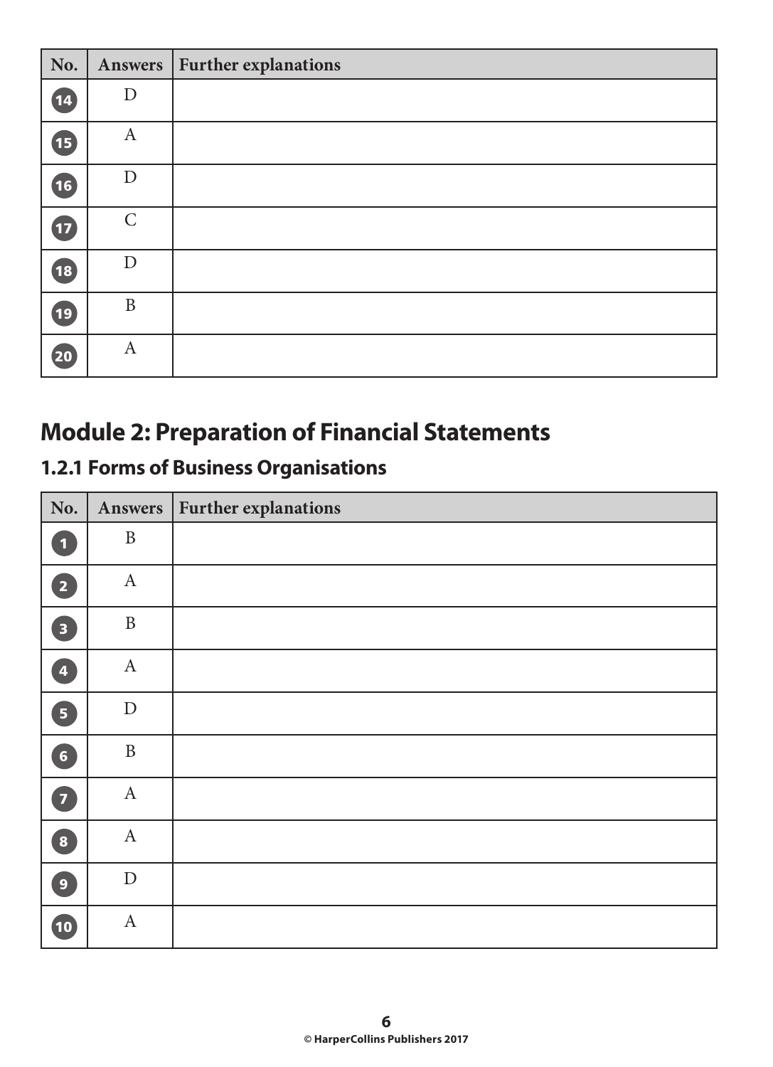| No. | Answers | Further explanations |
| --- | --- | --- |
| 14 | D | |
| 15 | A | |
| 16 | D | |
| 17 | C | |
| 18 | D | |
| 19 | B | |
| 20 | A | |

## Module 2: Preparation of Financial Statements

### 1.2.1 Forms of Business Organisations

| No. | Answers | Further explanations |
| --- | --- | --- |
| 1 | B | |
| 2 | A | |
| 3 | B | |
| 4 | A | |
| 5 | D | |
| 6 | B | |
| 7 | A | |
| 8 | A | |
| 9 | D | |
| 10 | A | |

© HarperCollins Publishers 2017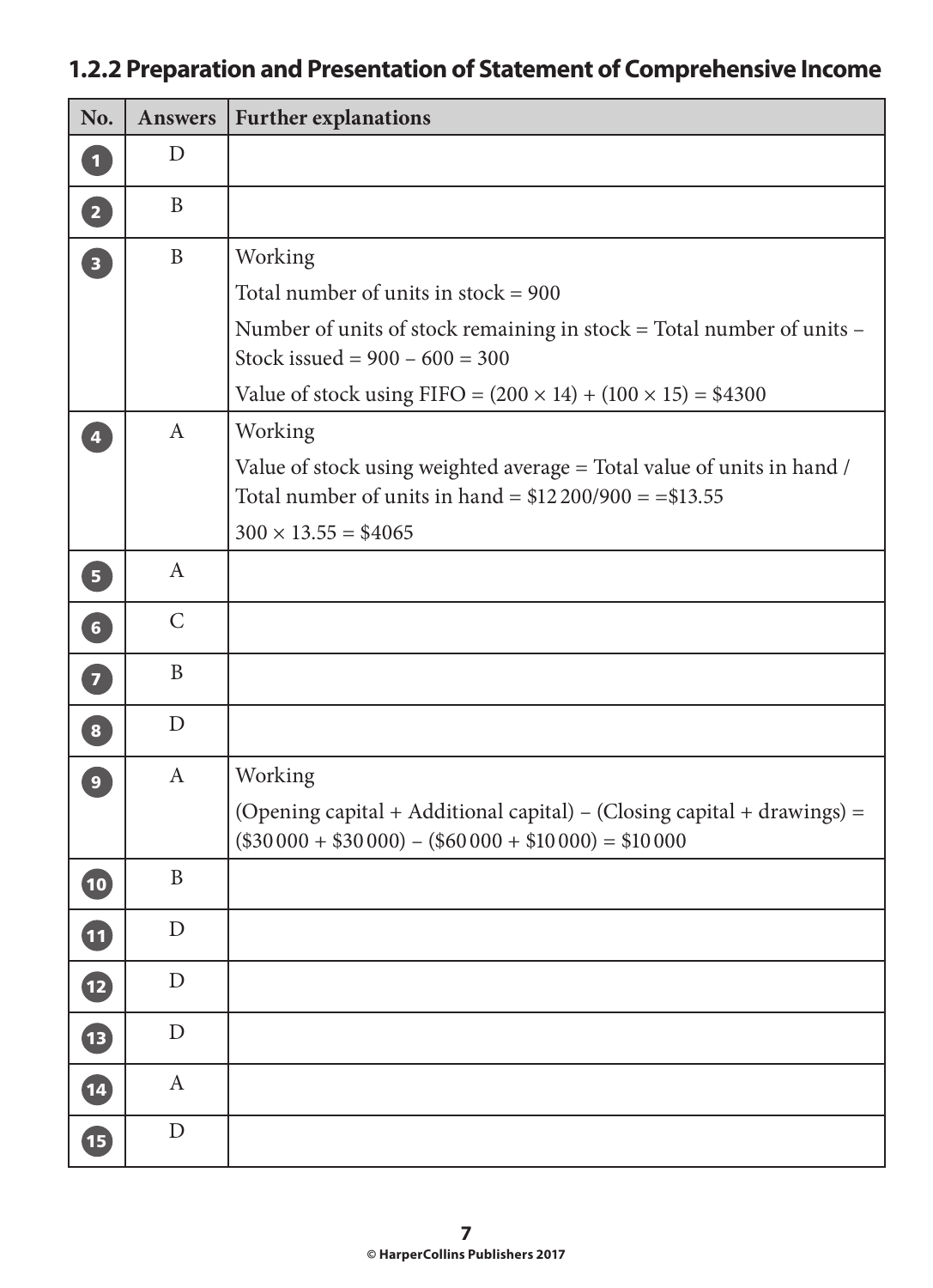## 1.2.2 Preparation and Presentation of Statement of Comprehensive Income

| No. | Answers | Further explanations |
|---|---|---|
| 1 | D | |
| 2 | B | |
| 3 | B | Working<br>Total number of units in stock = 900<br>Number of units of stock remaining in stock = Total number of units – Stock issued = 900 – 600 = 300<br>Value of stock using FIFO = $(200 \times 14) + (100 \times 15)$ = \$4300 |
| 4 | A | Working<br>Value of stock using weighted average = Total value of units in hand / Total number of units in hand = \$12 200/900 = =\$13.55<br>$300 \times 13.55$ = \$4065 |
| 5 | A | |
| 6 | C | |
| 7 | B | |
| 8 | D | |
| 9 | A | Working<br>(Opening capital + Additional capital) – (Closing capital + drawings) = (\$30 000 + \$30 000) – (\$60 000 + \$10 000) = \$10 000 |
| 10 | B | |
| 11 | D | |
| 12 | D | |
| 13 | D | |
| 14 | A | |
| 15 | D | |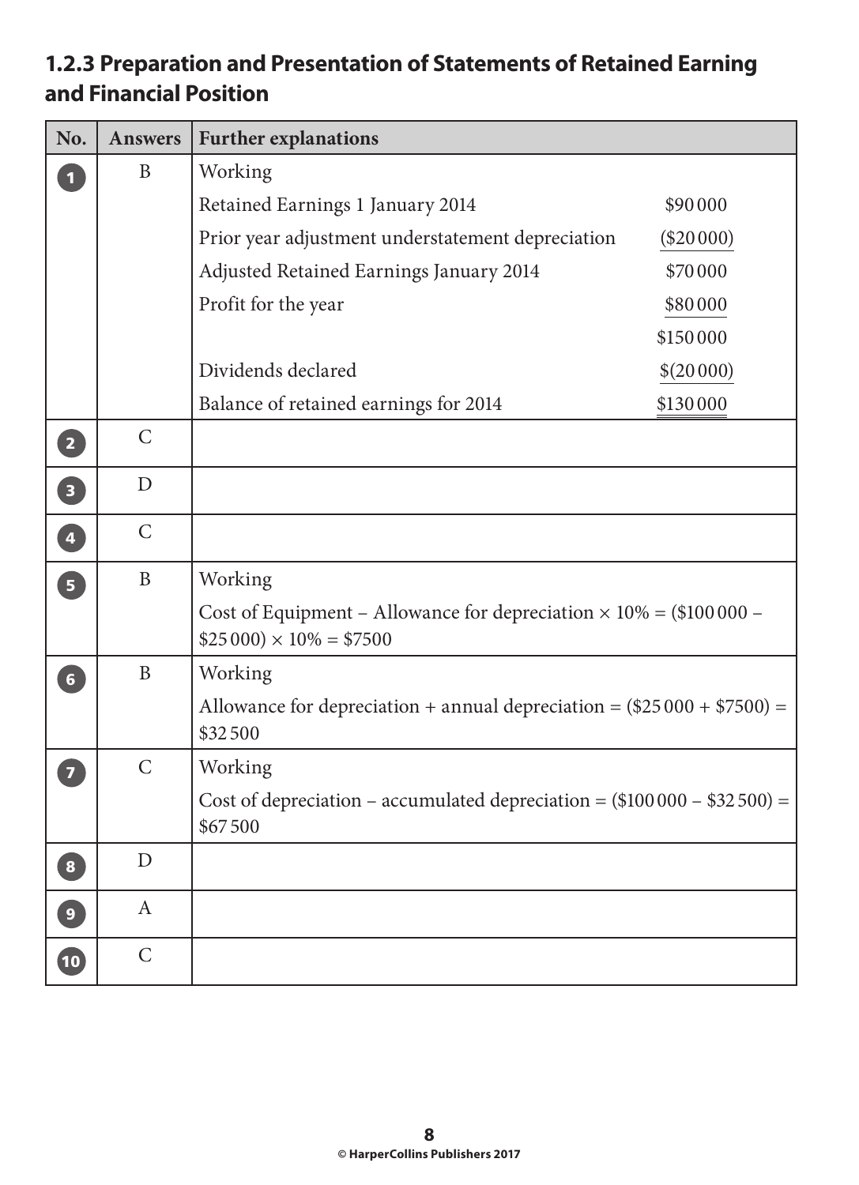### 1.2.3 Preparation and Presentation of Statements of Retained Earning and Financial Position

| No. | Answers | Further explanations | |
|---|---|---|---|
| 1 | B | Working | |
| | | Retained Earnings 1 January 2014 | \$90 000 |
| | | Prior year adjustment understatement depreciation | (\$20 000) |
| | | Adjusted Retained Earnings January 2014 | \$70 000 |
| | | Profit for the year | \$80 000 |
| | | | \$150 000 |
| | | Dividends declared | \$(20 000) |
| | | Balance of retained earnings for 2014 | \$130 000 |
| 2 | C | | |
| 3 | D | | |
| 4 | C | | |
| 5 | B | Working<br>Cost of Equipment – Allowance for depreciation × 10% = (\$100 000 – \$25 000) × 10% = \$7500 | |
| 6 | B | Working<br>Allowance for depreciation + annual depreciation = (\$25 000 + \$7500) = \$32 500 | |
| 7 | C | Working<br>Cost of depreciation – accumulated depreciation = (\$100 000 – \$32 500) = \$67 500 | |
| 8 | D | | |
| 9 | A | | |
| 10 | C | | |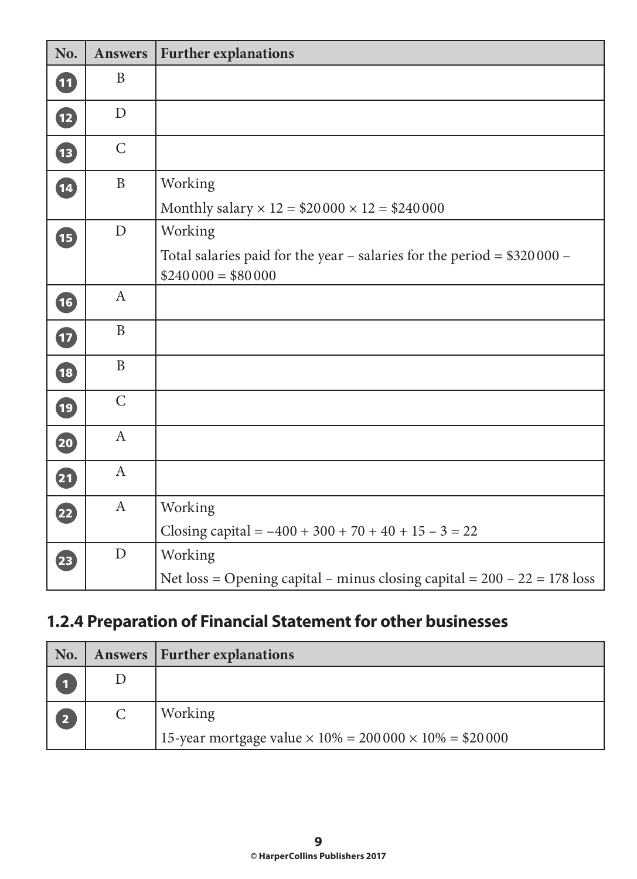| No. | Answers | Further explanations |
|---|---|---|
| 11 | B | |
| 12 | D | |
| 13 | C | |
| 14 | B | Working<br>Monthly salary × 12 = \$20 000 × 12 = \$240 000 |
| 15 | D | Working<br>Total salaries paid for the year – salaries for the period = \$320 000 – \$240 000 = \$80 000 |
| 16 | A | |
| 17 | B | |
| 18 | B | |
| 19 | C | |
| 20 | A | |
| 21 | A | |
| 22 | A | Working<br>Closing capital = –400 + 300 + 70 + 40 + 15 – 3 = 22 |
| 23 | D | Working<br>Net loss = Opening capital – minus closing capital = 200 – 22 = 178 loss |

## 1.2.4 Preparation of Financial Statement for other businesses

| No. | Answers | Further explanations |
|---|---|---|
| 1 | D | |
| 2 | C | Working<br>15-year mortgage value × 10% = 200 000 × 10% = \$20 000 |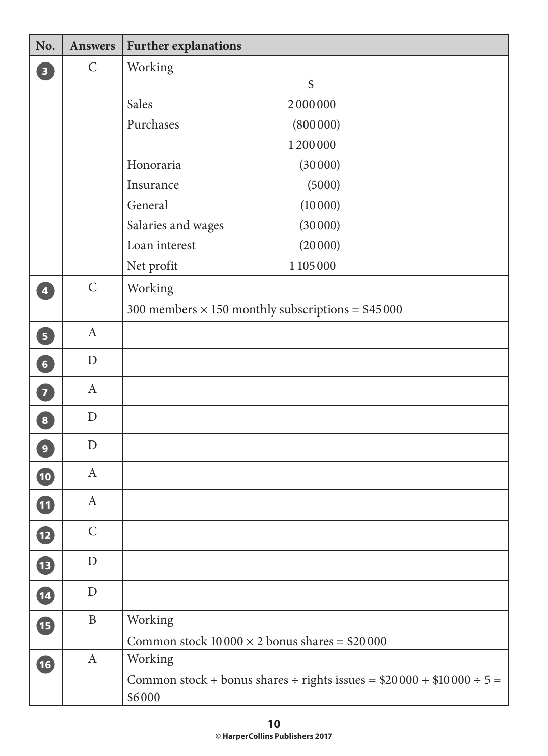| No. | Answers | Further explanations |
| --- | --- | --- |
| 3 | C | Working<br><br>\| \| $ \|<br>\| --- \| --- \|<br>\| Sales \| 2 000 000 \|<br>\| Purchases \| (800 000) \|<br>\| \| 1 200 000 \|<br>\| Honoraria \| (30 000) \|<br>\| Insurance \| (5000) \|<br>\| General \| (10 000) \|<br>\| Salaries and wages \| (30 000) \|<br>\| Loan interest \| (20 000) \|<br>\| Net profit \| 1 105 000 \| |
| 4 | C | Working<br>300 members × 150 monthly subscriptions = $45 000 |
| 5 | A | |
| 6 | D | |
| 7 | A | |
| 8 | D | |
| 9 | D | |
| 10 | A | |
| 11 | A | |
| 12 | C | |
| 13 | D | |
| 14 | D | |
| 15 | B | Working<br>Common stock 10 000 × 2 bonus shares = $20 000 |
| 16 | A | Working<br>Common stock + bonus shares ÷ rights issues = $20 000 + $10 000 ÷ 5 = $6000 |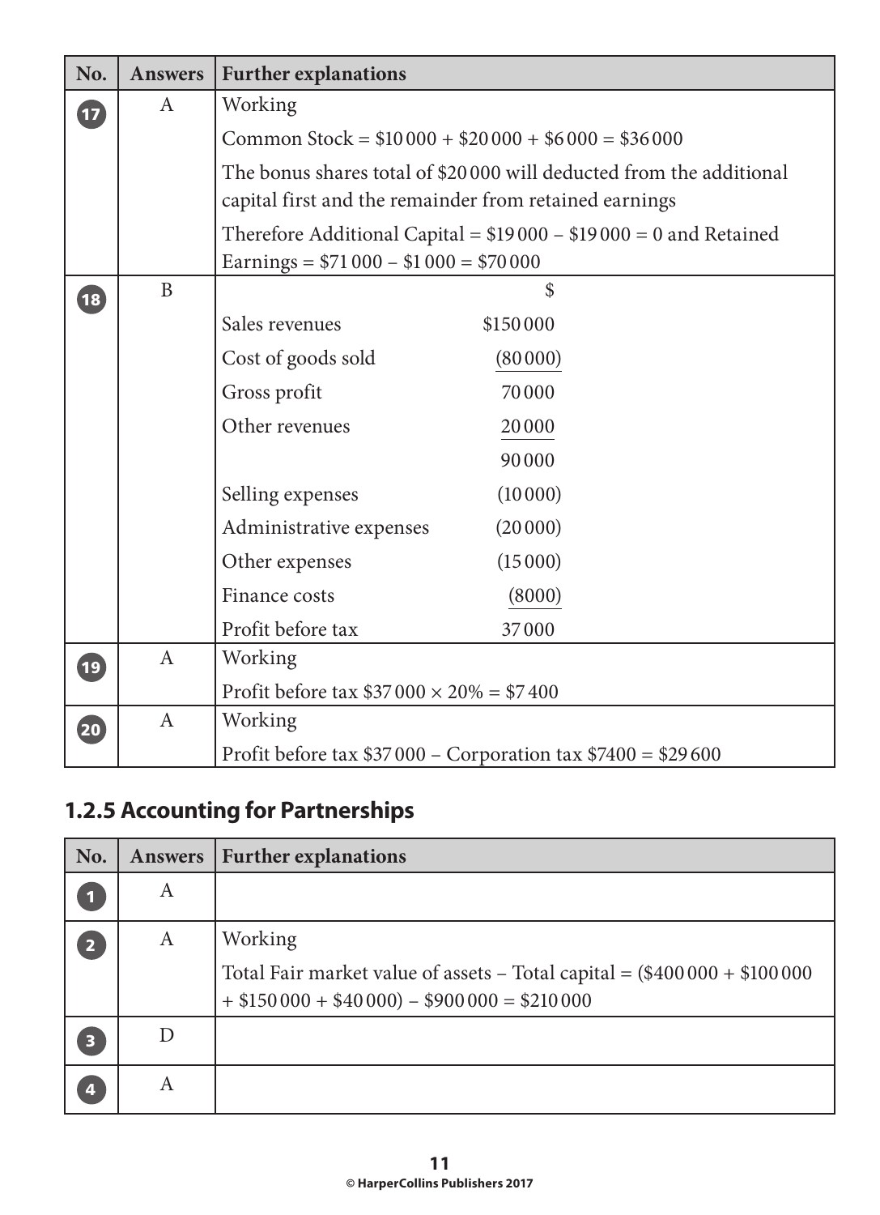| No. | Answers | Further explanations |
|---|---|---|
| 17 | A | Working<br>Common Stock = \$10 000 + \$20 000 + \$6 000 = \$36 000<br>The bonus shares total of \$20 000 will deducted from the additional capital first and the remainder from retained earnings<br>Therefore Additional Capital = \$19 000 – \$19 000 = 0 and Retained Earnings = \$71 000 – \$1 000 = \$70 000 |
| 18 | B | \$<br>Sales revenues \$150 000<br>Cost of goods sold (80 000)<br>Gross profit 70 000<br>Other revenues 20 000<br>90 000<br>Selling expenses (10 000)<br>Administrative expenses (20 000)<br>Other expenses (15 000)<br>Finance costs (8000)<br>Profit before tax 37 000 |
| 19 | A | Working<br>Profit before tax \$37 000 × 20% = \$7 400 |
| 20 | A | Working<br>Profit before tax \$37 000 – Corporation tax \$7400 = \$29 600 |

## 1.2.5 Accounting for Partnerships

| No. | Answers | Further explanations |
|---|---|---|
| 1 | A | |
| 2 | A | Working<br>Total Fair market value of assets – Total capital = (\$400 000 + \$100 000 + \$150 000 + \$40 000) – \$900 000 = \$210 000 |
| 3 | D | |
| 4 | A | |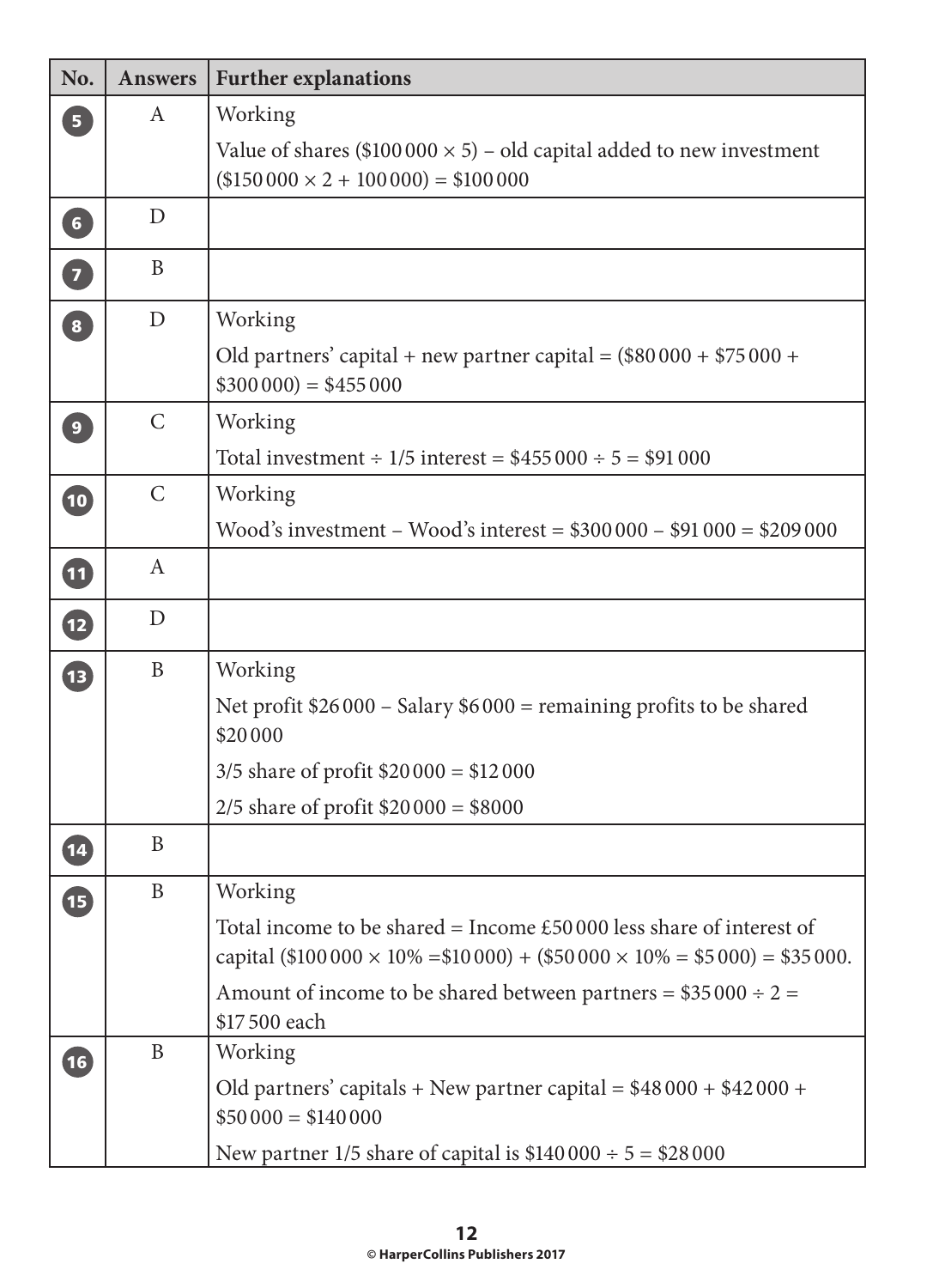| No. | Answers | Further explanations |
|---|---|---|
| 5 | A | Working<br>Value of shares ($100 000 × 5) – old capital added to new investment ($150 000 × 2 + 100 000) = $100 000 |
| 6 | D | |
| 7 | B | |
| 8 | D | Working<br>Old partners' capital + new partner capital = ($80 000 + $75 000 + $300 000) = $455 000 |
| 9 | C | Working<br>Total investment ÷ 1/5 interest = $455 000 ÷ 5 = $91 000 |
| 10 | C | Working<br>Wood's investment – Wood's interest = $300 000 – $91 000 = $209 000 |
| 11 | A | |
| 12 | D | |
| 13 | B | Working<br>Net profit $26 000 – Salary $6 000 = remaining profits to be shared $20 000<br>3/5 share of profit $20 000 = $12 000<br>2/5 share of profit $20 000 = $8000 |
| 14 | B | |
| 15 | B | Working<br>Total income to be shared = Income £50 000 less share of interest of capital ($100 000 × 10% =$10 000) + ($50 000 × 10% = $5 000) = $35 000.<br>Amount of income to be shared between partners = $35 000 ÷ 2 = $17 500 each |
| 16 | B | Working<br>Old partners' capitals + New partner capital = $48 000 + $42 000 + $50 000 = $140 000<br>New partner 1/5 share of capital is $140 000 ÷ 5 = $28 000 |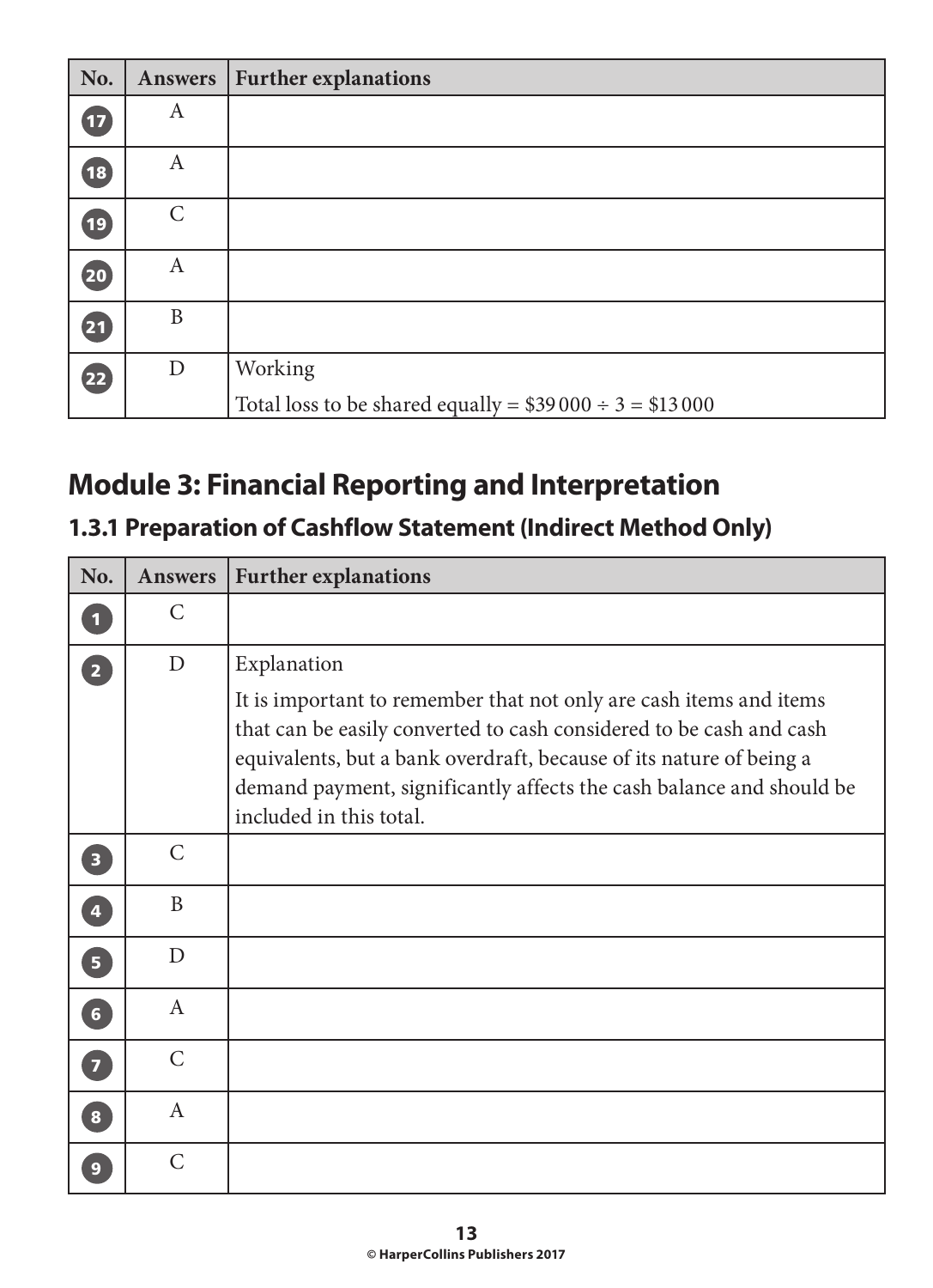| No. | Answers | Further explanations |
|---|---|---|
| 17 | A | |
| 18 | A | |
| 19 | C | |
| 20 | A | |
| 21 | B | |
| 22 | D | Working<br>Total loss to be shared equally = $39 000 ÷ 3 = $13 000 |

## Module 3: Financial Reporting and Interpretation

### 1.3.1 Preparation of Cashflow Statement (Indirect Method Only)

| No. | Answers | Further explanations |
|---|---|---|
| 1 | C | |
| 2 | D | Explanation<br>It is important to remember that not only are cash items and items that can be easily converted to cash considered to be cash and cash equivalents, but a bank overdraft, because of its nature of being a demand payment, significantly affects the cash balance and should be included in this total. |
| 3 | C | |
| 4 | B | |
| 5 | D | |
| 6 | A | |
| 7 | C | |
| 8 | A | |
| 9 | C | |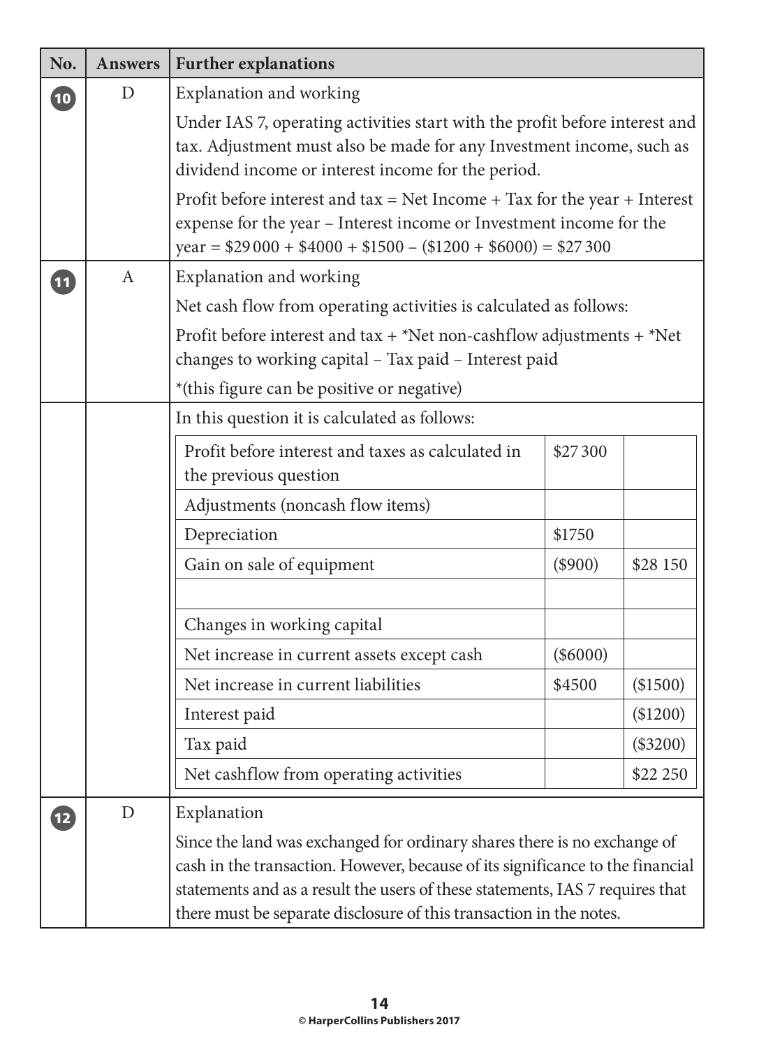| No. | Answers | Further explanations |
|---|---|---|
| 10 | D | Explanation and working<br><br>Under IAS 7, operating activities start with the profit before interest and tax. Adjustment must also be made for any Investment income, such as dividend income or interest income for the period.<br><br>Profit before interest and tax = Net Income + Tax for the year + Interest expense for the year – Interest income or Investment income for the year = $29 000 + $4000 + $1500 – ($1200 + $6000) = $27 300 |
| 11 | A | Explanation and working<br><br>Net cash flow from operating activities is calculated as follows:<br><br>Profit before interest and tax + *Net non-cashflow adjustments + *Net changes to working capital – Tax paid – Interest paid<br><br>*(this figure can be positive or negative) |
| | | In this question it is calculated as follows: |

| | | |
|---|---|---|
| Profit before interest and taxes as calculated in the previous question | $27 300 | |
| Adjustments (noncash flow items) | | |
| Depreciation | $1750 | |
| Gain on sale of equipment | ($900) | $28 150 |
| | | |
| Changes in working capital | | |
| Net increase in current assets except cash | ($6000) | |
| Net increase in current liabilities | $4500 | ($1500) |
| Interest paid | | ($1200) |
| Tax paid | | ($3200) |
| Net cashflow from operating activities | | $22 250 |

| No. | Answers | Further explanations |
|---|---|---|
| 12 | D | Explanation<br><br>Since the land was exchanged for ordinary shares there is no exchange of cash in the transaction. However, because of its significance to the financial statements and as a result the users of these statements, IAS 7 requires that there must be separate disclosure of this transaction in the notes. |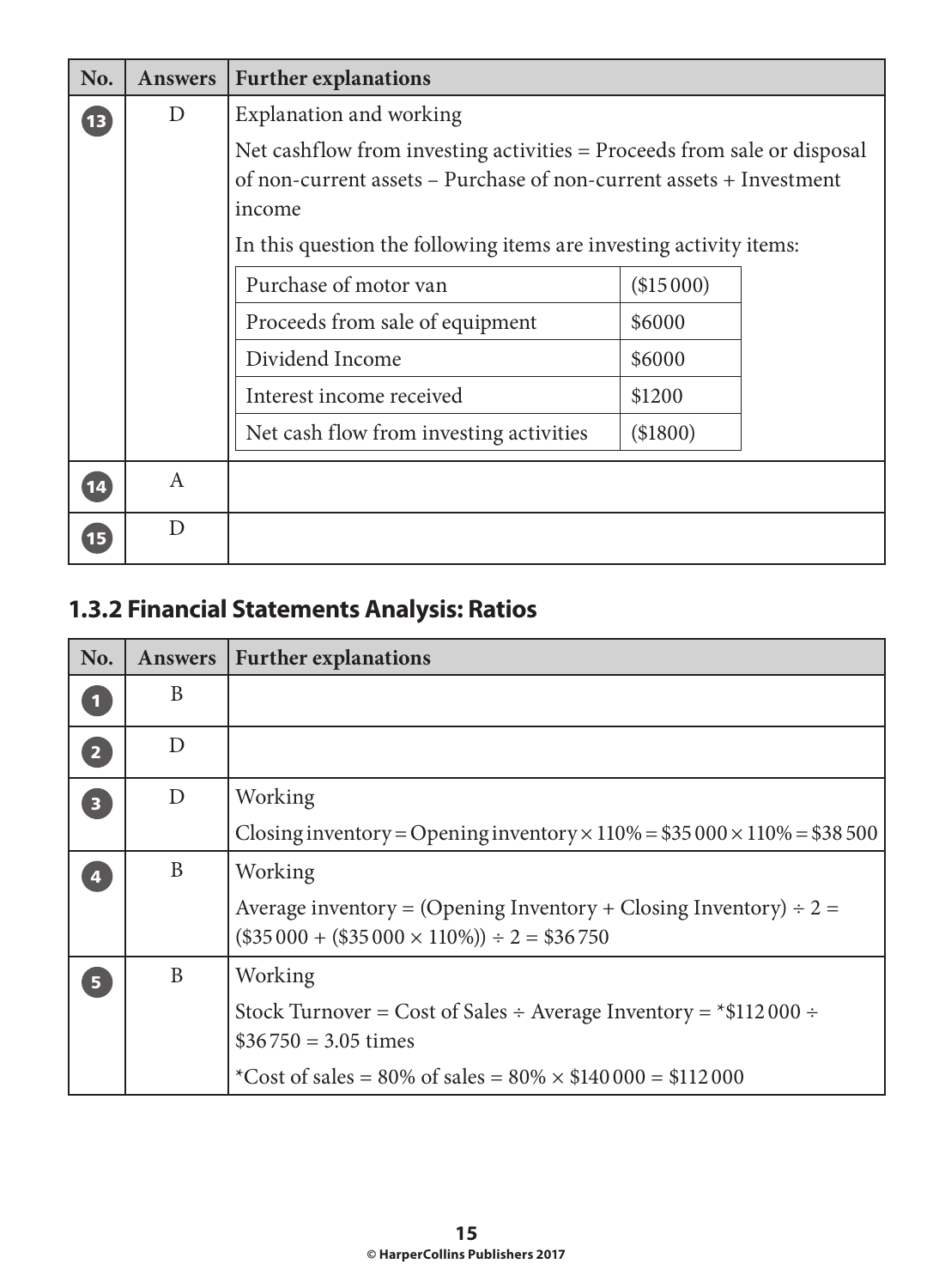| No. | Answers | Further explanations |
|---|---|---|
| 13 | D | Explanation and working<br><br>Net cashflow from investing activities = Proceeds from sale or disposal of non-current assets – Purchase of non-current assets + Investment income<br><br>In this question the following items are investing activity items:<br><br>Purchase of motor van: (\$15 000)<br>Proceeds from sale of equipment: \$6000<br>Dividend Income: \$6000<br>Interest income received: \$1200<br>Net cash flow from investing activities: (\$1800) |
| 14 | A | |
| 15 | D | |

## 1.3.2 Financial Statements Analysis: Ratios

| No. | Answers | Further explanations |
|---|---|---|
| 1 | B | |
| 2 | D | |
| 3 | D | Working<br><br>Closing inventory = Opening inventory × 110% = \$35 000 × 110% = \$38 500 |
| 4 | B | Working<br><br>Average inventory = (Opening Inventory + Closing Inventory) ÷ 2 = (\$35 000 + (\$35 000 × 110%)) ÷ 2 = \$36 750 |
| 5 | B | Working<br><br>Stock Turnover = Cost of Sales ÷ Average Inventory = *\$112 000 ÷ \$36 750 = 3.05 times<br><br>*Cost of sales = 80% of sales = 80% × \$140 000 = \$112 000 |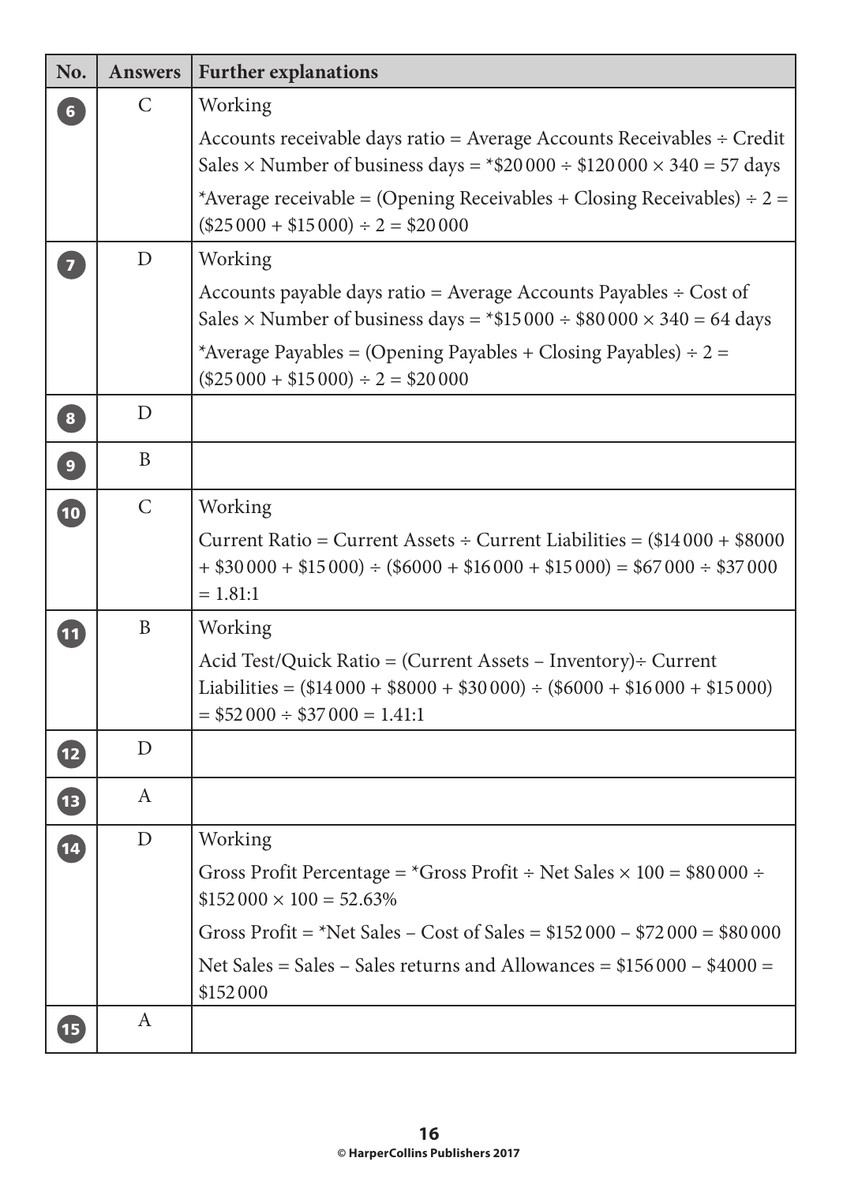| No. | Answers | Further explanations |
|---|---|---|
| 6 | C | Working<br>Accounts receivable days ratio = Average Accounts Receivables ÷ Credit Sales × Number of business days = *\$20 000 ÷ \$120 000 × 340 = 57 days<br>*Average receivable = (Opening Receivables + Closing Receivables) ÷ 2 = (\$25 000 + \$15 000) ÷ 2 = \$20 000 |
| 7 | D | Working<br>Accounts payable days ratio = Average Accounts Payables ÷ Cost of Sales × Number of business days = *\$15 000 ÷ \$80 000 × 340 = 64 days<br>*Average Payables = (Opening Payables + Closing Payables) ÷ 2 = (\$25 000 + \$15 000) ÷ 2 = \$20 000 |
| 8 | D | |
| 9 | B | |
| 10 | C | Working<br>Current Ratio = Current Assets ÷ Current Liabilities = (\$14 000 + \$8000 + \$30 000 + \$15 000) ÷ (\$6000 + \$16 000 + \$15 000) = \$67 000 ÷ \$37 000 = 1.81:1 |
| 11 | B | Working<br>Acid Test/Quick Ratio = (Current Assets – Inventory)÷ Current Liabilities = (\$14 000 + \$8000 + \$30 000) ÷ (\$6000 + \$16 000 + \$15 000) = \$52 000 ÷ \$37 000 = 1.41:1 |
| 12 | D | |
| 13 | A | |
| 14 | D | Working<br>Gross Profit Percentage = *Gross Profit ÷ Net Sales × 100 = \$80 000 ÷ \$152 000 × 100 = 52.63%<br>Gross Profit = *Net Sales – Cost of Sales = \$152 000 – \$72 000 = \$80 000<br>Net Sales = Sales – Sales returns and Allowances = \$156 000 – \$4000 = \$152 000 |
| 15 | A | |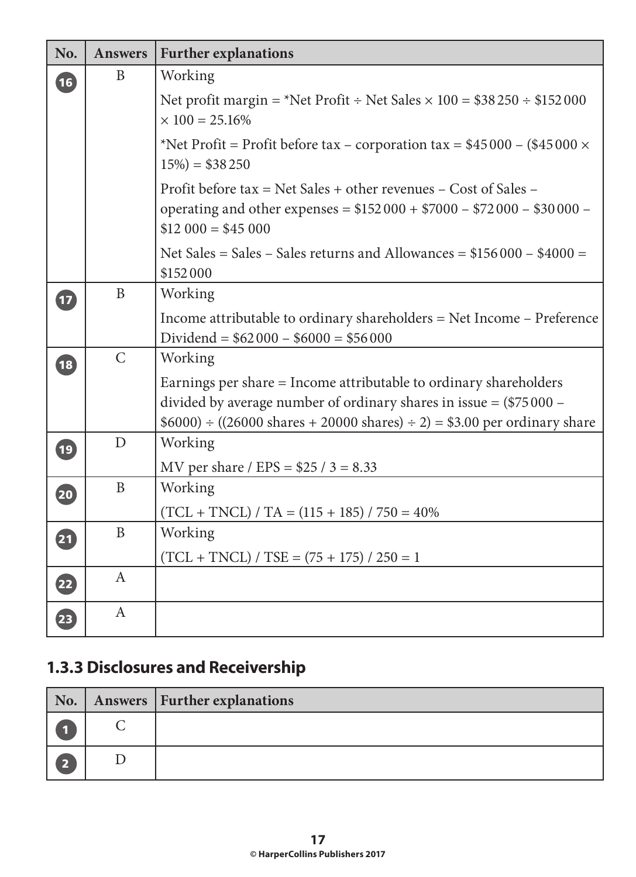| No. | Answers | Further explanations |
|---|---|---|
| 16 | B | Working<br>Net profit margin = *Net Profit ÷ Net Sales × 100 = \$38 250 ÷ \$152 000 × 100 = 25.16%<br>*Net Profit = Profit before tax – corporation tax = \$45 000 – (\$45 000 × 15%) = \$38 250<br>Profit before tax = Net Sales + other revenues – Cost of Sales – operating and other expenses = \$152 000 + \$7000 – \$72 000 – \$30 000 – \$12 000 = \$45 000<br>Net Sales = Sales – Sales returns and Allowances = \$156 000 – \$4000 = \$152 000 |
| 17 | B | Working<br>Income attributable to ordinary shareholders = Net Income – Preference Dividend = \$62 000 – \$6000 = \$56 000 |
| 18 | C | Working<br>Earnings per share = Income attributable to ordinary shareholders divided by average number of ordinary shares in issue = (\$75 000 – \$6000) ÷ ((26000 shares + 20000 shares) ÷ 2) = \$3.00 per ordinary share |
| 19 | D | Working<br>MV per share / EPS = \$25 / 3 = 8.33 |
| 20 | B | Working<br>(TCL + TNCL) / TA = (115 + 185) / 750 = 40% |
| 21 | B | Working<br>(TCL + TNCL) / TSE = (75 + 175) / 250 = 1 |
| 22 | A | |
| 23 | A | |

### 1.3.3 Disclosures and Receivership

| No. | Answers | Further explanations |
|---|---|---|
| 1 | C | |
| 2 | D | |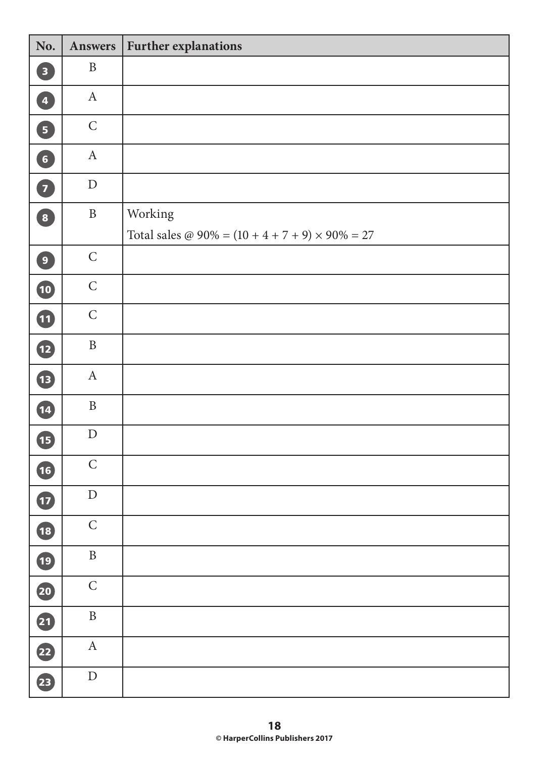| No. | Answers | Further explanations |
|---|---|---|
| 3 | B | |
| 4 | A | |
| 5 | C | |
| 6 | A | |
| 7 | D | |
| 8 | B | Working<br>Total sales @ 90% = $(10 + 4 + 7 + 9) \times 90\% = 27$ |
| 9 | C | |
| 10 | C | |
| 11 | C | |
| 12 | B | |
| 13 | A | |
| 14 | B | |
| 15 | D | |
| 16 | C | |
| 17 | D | |
| 18 | C | |
| 19 | B | |
| 20 | C | |
| 21 | B | |
| 22 | A | |
| 23 | D | |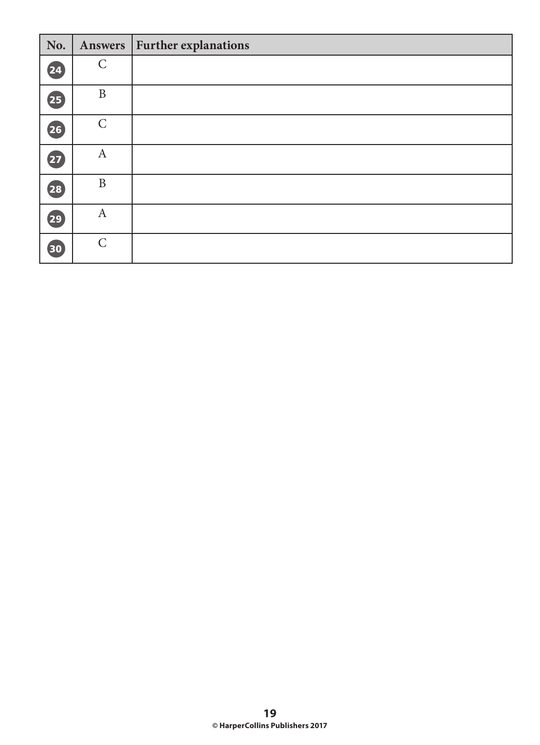| No. | Answers | Further explanations |
|---|---|---|
| 24 | C | |
| 25 | B | |
| 26 | C | |
| 27 | A | |
| 28 | B | |
| 29 | A | |
| 30 | C | |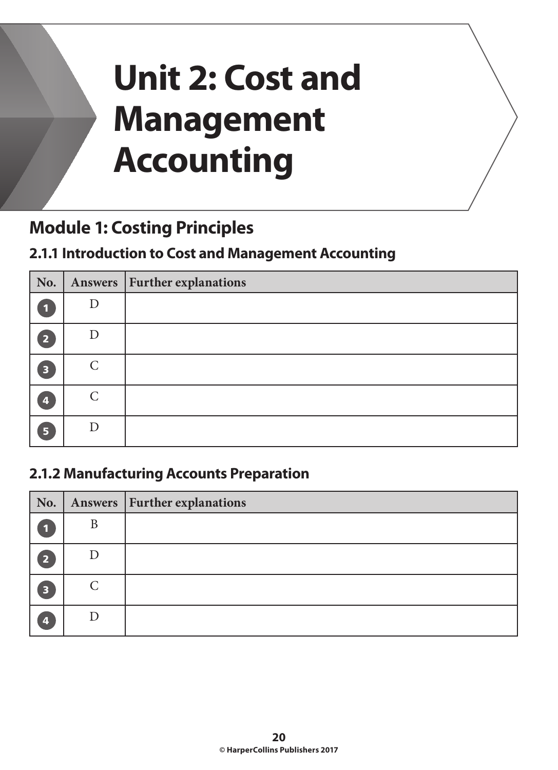# Unit 2: Cost and Management Accounting

## Module 1: Costing Principles

### 2.1.1 Introduction to Cost and Management Accounting

| No. | Answers | Further explanations |
|---|---|---|
| 1 | D | |
| 2 | D | |
| 3 | C | |
| 4 | C | |
| 5 | D | |

### 2.1.2 Manufacturing Accounts Preparation

| No. | Answers | Further explanations |
|---|---|---|
| 1 | B | |
| 2 | D | |
| 3 | C | |
| 4 | D | |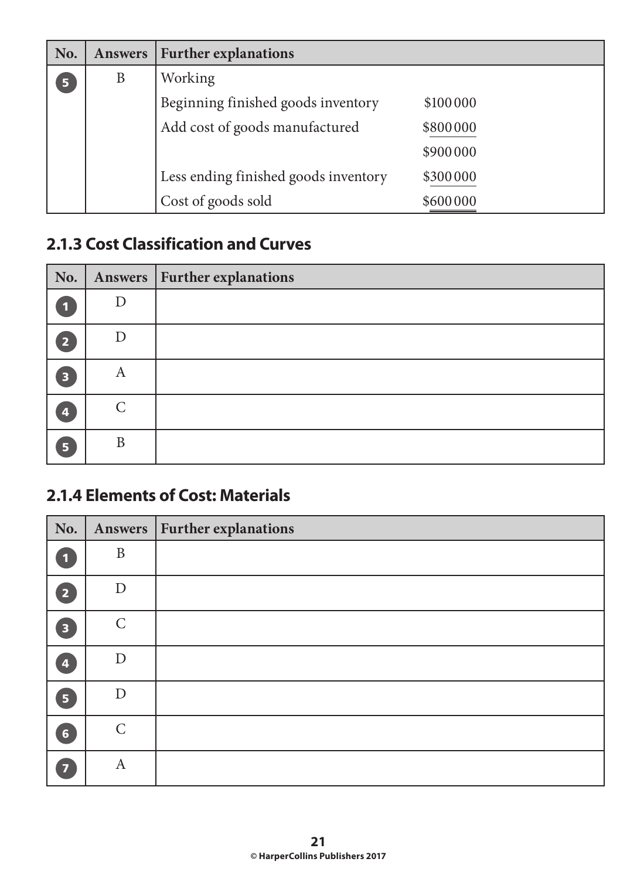| No. | Answers | Further explanations | |
|---|---|---|---|
| 5 | B | Working | |
| | | Beginning finished goods inventory | \$100 000 |
| | | Add cost of goods manufactured | \$800 000 |
| | | | \$900 000 |
| | | Less ending finished goods inventory | \$300 000 |
| | | Cost of goods sold | \$600 000 |

## 2.1.3 Cost Classification and Curves

| No. | Answers | Further explanations |
|---|---|---|
| 1 | D | |
| 2 | D | |
| 3 | A | |
| 4 | C | |
| 5 | B | |

## 2.1.4 Elements of Cost: Materials

| No. | Answers | Further explanations |
|---|---|---|
| 1 | B | |
| 2 | D | |
| 3 | C | |
| 4 | D | |
| 5 | D | |
| 6 | C | |
| 7 | A | |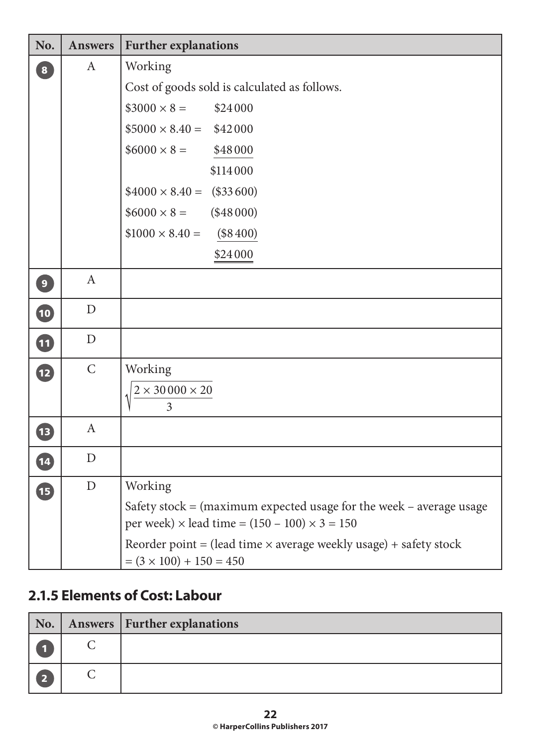| No. | Answers | Further explanations |
|---|---|---|
| 8 | A | Working<br>Cost of goods sold is calculated as follows.<br>$3000 × 8 = $24 000<br>$5000 × 8.40 = $42 000<br>$6000 × 8 = $48 000<br>$114 000<br>$4000 × 8.40 = ($33 600)<br>$6000 × 8 = ($48 000)<br>$1000 × 8.40 = ($8 400)<br>$24 000 |
| 9 | A | |
| 10 | D | |
| 11 | D | |
| 12 | C | Working<br>$\sqrt{\dfrac{2 \times 30\,000 \times 20}{3}}$ |
| 13 | A | |
| 14 | D | |
| 15 | D | Working<br>Safety stock = (maximum expected usage for the week – average usage per week) × lead time = (150 – 100) × 3 = 150<br>Reorder point = (lead time × average weekly usage) + safety stock = (3 × 100) + 150 = 450 |

## 2.1.5 Elements of Cost: Labour

| No. | Answers | Further explanations |
|---|---|---|
| 1 | C | |
| 2 | C | |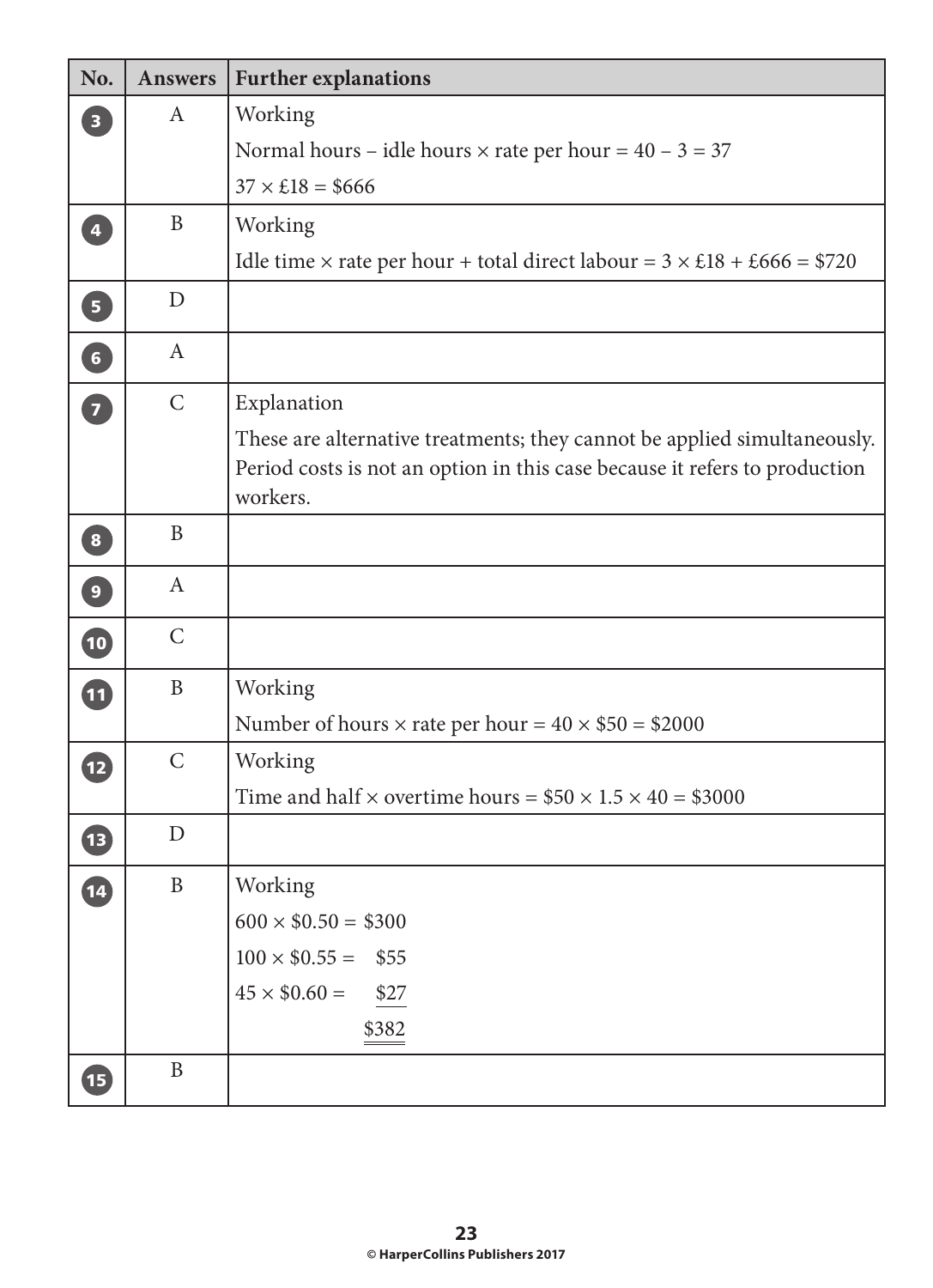| No. | Answers | Further explanations |
|---|---|---|
| 3 | A | Working<br>Normal hours – idle hours × rate per hour = 40 – 3 = 37<br>37 × £18 = $666 |
| 4 | B | Working<br>Idle time × rate per hour + total direct labour = 3 × £18 + £666 = $720 |
| 5 | D | |
| 6 | A | |
| 7 | C | Explanation<br>These are alternative treatments; they cannot be applied simultaneously. Period costs is not an option in this case because it refers to production workers. |
| 8 | B | |
| 9 | A | |
| 10 | C | |
| 11 | B | Working<br>Number of hours × rate per hour = 40 × $50 = $2000 |
| 12 | C | Working<br>Time and half × overtime hours = $50 × 1.5 × 40 = $3000 |
| 13 | D | |
| 14 | B | Working<br>600 × $0.50 = $300<br>100 × $0.55 = $55<br>45 × $0.60 = $27<br>$382 |
| 15 | B | |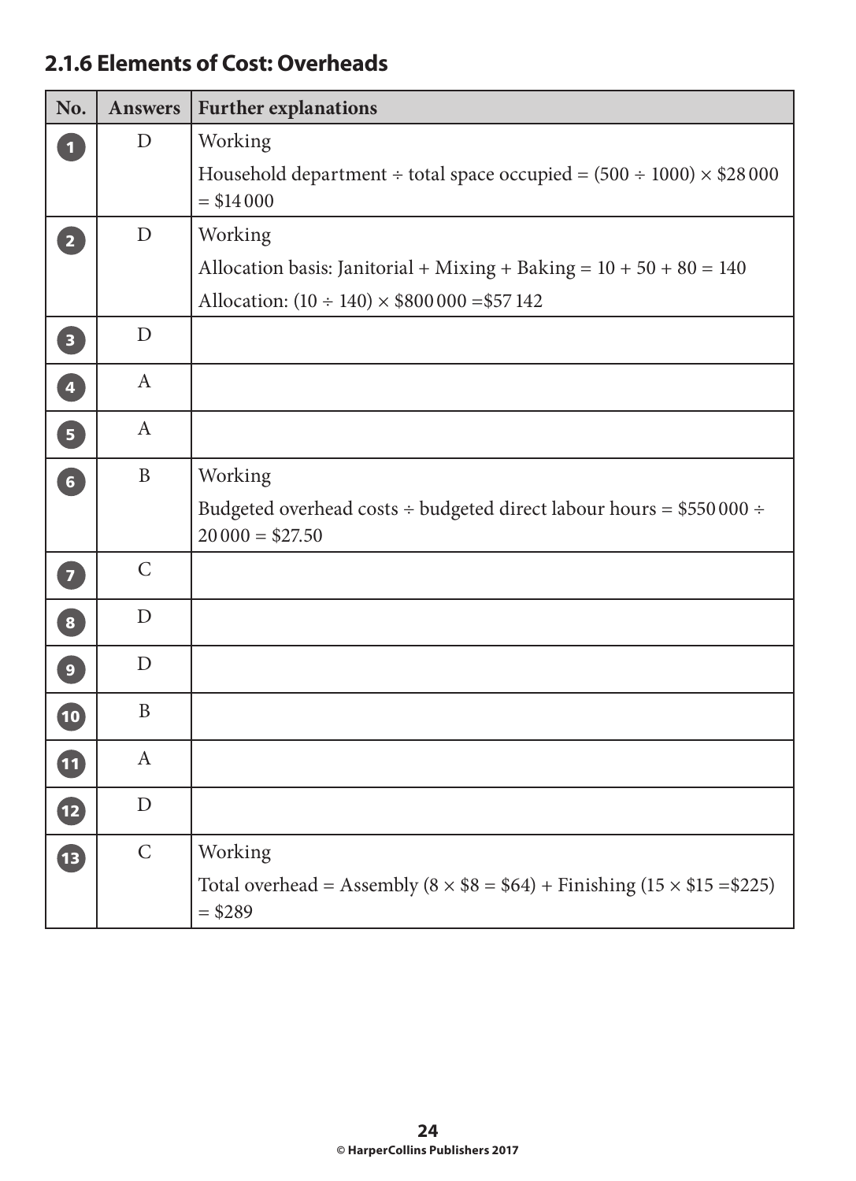## 2.1.6 Elements of Cost: Overheads

| No. | Answers | Further explanations |
|---|---|---|
| 1 | D | Working<br>Household department ÷ total space occupied = (500 ÷ 1000) × $28 000 = $14 000 |
| 2 | D | Working<br>Allocation basis: Janitorial + Mixing + Baking = 10 + 50 + 80 = 140<br>Allocation: (10 ÷ 140) × $800 000 =$57 142 |
| 3 | D | |
| 4 | A | |
| 5 | A | |
| 6 | B | Working<br>Budgeted overhead costs ÷ budgeted direct labour hours = $550 000 ÷ 20 000 = $27.50 |
| 7 | C | |
| 8 | D | |
| 9 | D | |
| 10 | B | |
| 11 | A | |
| 12 | D | |
| 13 | C | Working<br>Total overhead = Assembly (8 × $8 = $64) + Finishing (15 × $15 =$225) = $289 |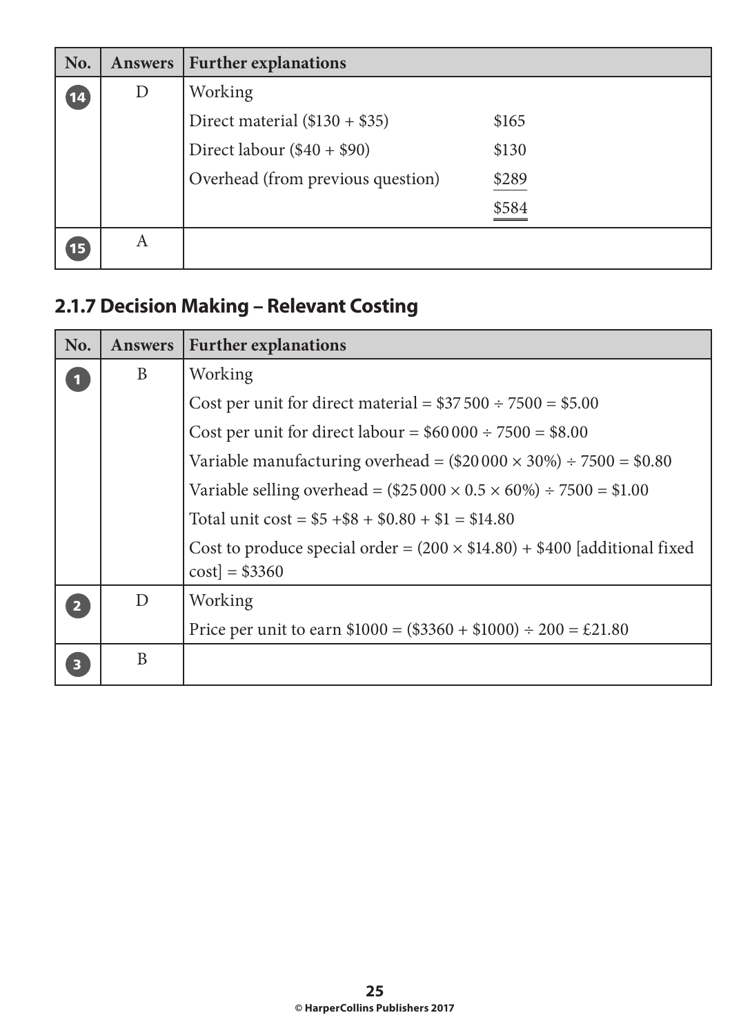| No. | Answers | Further explanations | |
|---|---|---|---|
| 14 | D | Working | |
| | | Direct material ($130 + $35) | $165 |
| | | Direct labour ($40 + $90) | $130 |
| | | Overhead (from previous question) | $289 |
| | | | $584 |
| 15 | A | | |

## 2.1.7 Decision Making – Relevant Costing

| No. | Answers | Further explanations |
|---|---|---|
| 1 | B | Working |
| | | Cost per unit for direct material = $37 500 ÷ 7500 = $5.00 |
| | | Cost per unit for direct labour = $60 000 ÷ 7500 = $8.00 |
| | | Variable manufacturing overhead = ($20 000 × 30%) ÷ 7500 = $0.80 |
| | | Variable selling overhead = ($25 000 × 0.5 × 60%) ÷ 7500 = $1.00 |
| | | Total unit cost = $5 +$8 + $0.80 + $1 = $14.80 |
| | | Cost to produce special order = (200 × $14.80) + $400 [additional fixed cost] = $3360 |
| 2 | D | Working |
| | | Price per unit to earn $1000 = ($3360 + $1000) ÷ 200 = £21.80 |
| 3 | B | |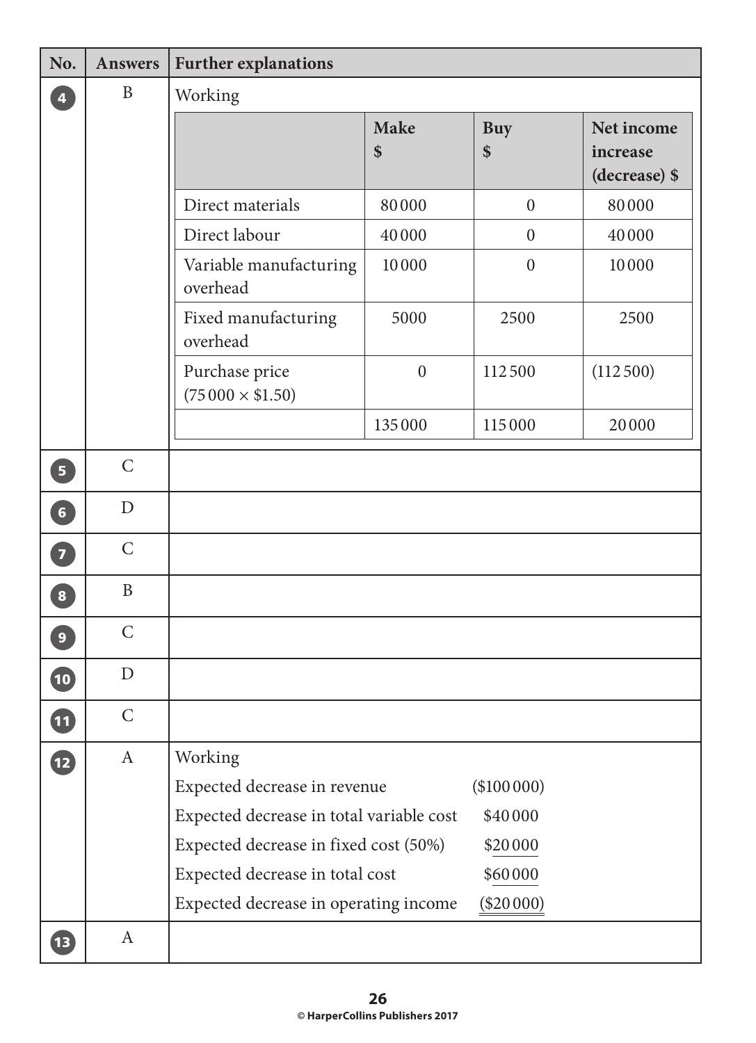| No. | Answers | Further explanations |
|---|---|---|
| 4 | B | Working (see table below) |
| 5 | C | |
| 6 | D | |
| 7 | C | |
| 8 | B | |
| 9 | C | |
| 10 | D | |
| 11 | C | |
| 12 | A | Working (see below) |
| 13 | A | |

**Question 4 – Working**

| | Make $ | Buy $ | Net income increase (decrease) $ |
|---|---|---|---|
| Direct materials | 80 000 | 0 | 80 000 |
| Direct labour | 40 000 | 0 | 40 000 |
| Variable manufacturing overhead | 10 000 | 0 | 10 000 |
| Fixed manufacturing overhead | 5000 | 2500 | 2500 |
| Purchase price (75 000 × $1.50) | 0 | 112 500 | (112 500) |
| | 135 000 | 115 000 | 20 000 |

**Question 12 – Working**

| | |
|---|---|
| Expected decrease in revenue | ($100 000) |
| Expected decrease in total variable cost | $40 000 |
| Expected decrease in fixed cost (50%) | $20 000 |
| Expected decrease in total cost | $60 000 |
| Expected decrease in operating income | ($20 000) |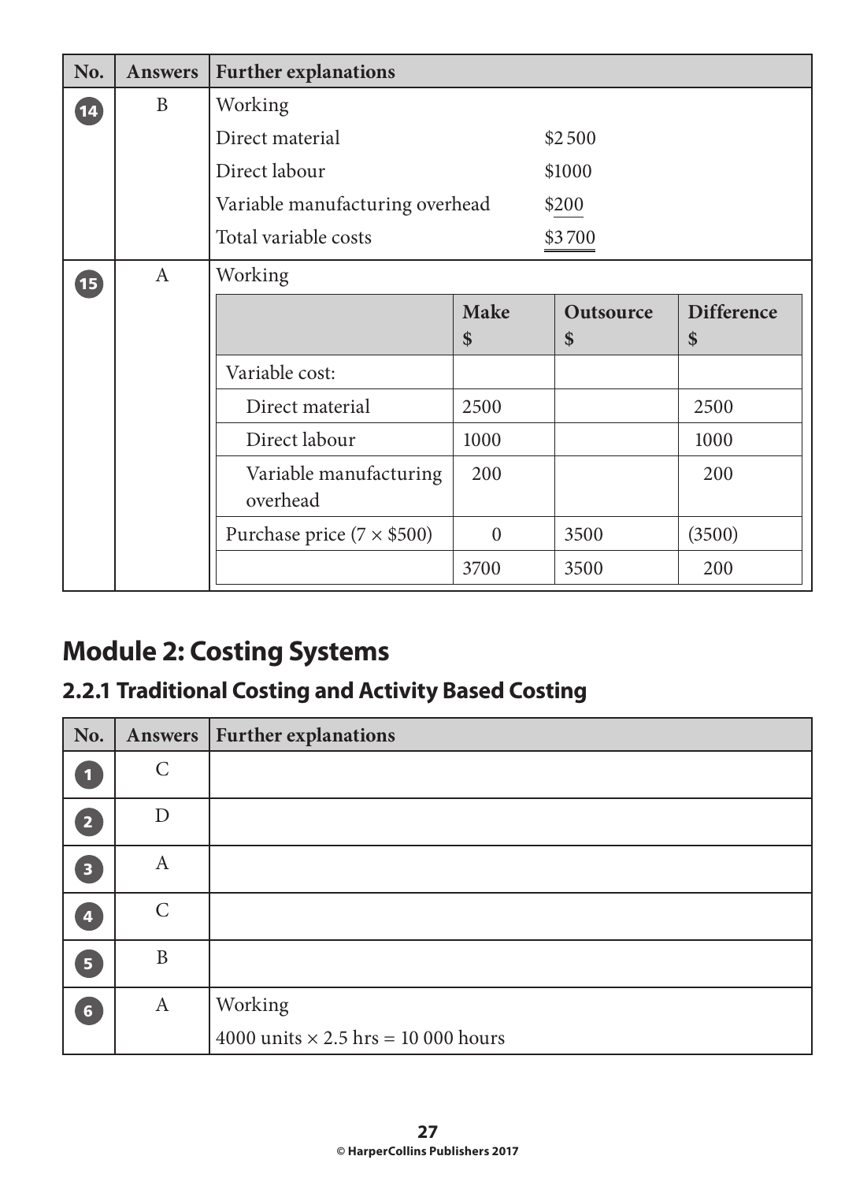| No. | Answers | Further explanations |
|---|---|---|
| 14 | B | Working<br>Direct material $2 500<br>Direct labour $1000<br>Variable manufacturing overhead $200<br>Total variable costs $3 700 |
| 15 | A | Working (see table below) |

| | Make $ | Outsource $ | Difference $ |
|---|---|---|---|
| Variable cost: | | | |
| Direct material | 2500 | | 2500 |
| Direct labour | 1000 | | 1000 |
| Variable manufacturing overhead | 200 | | 200 |
| Purchase price (7 × $500) | 0 | 3500 | (3500) |
| | 3700 | 3500 | 200 |

# Module 2: Costing Systems

## 2.2.1 Traditional Costing and Activity Based Costing

| No. | Answers | Further explanations |
|---|---|---|
| 1 | C | |
| 2 | D | |
| 3 | A | |
| 4 | C | |
| 5 | B | |
| 6 | A | Working<br>4000 units × 2.5 hrs = 10 000 hours |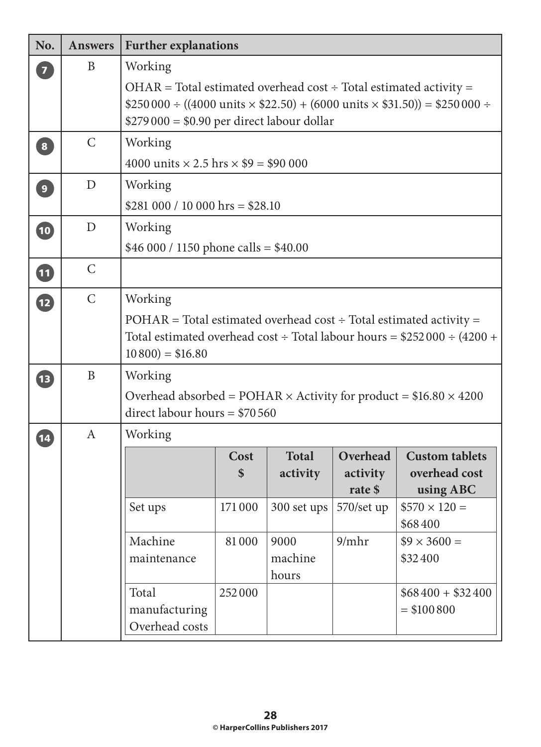| No. | Answers | Further explanations |
|---|---|---|
| 7 | B | Working<br>OHAR = Total estimated overhead cost ÷ Total estimated activity = \$250 000 ÷ ((4000 units × \$22.50) + (6000 units × \$31.50)) = \$250 000 ÷ \$279 000 = \$0.90 per direct labour dollar |
| 8 | C | Working<br>4000 units × 2.5 hrs × \$9 = \$90 000 |
| 9 | D | Working<br>\$281 000 / 10 000 hrs = \$28.10 |
| 10 | D | Working<br>\$46 000 / 1150 phone calls = \$40.00 |
| 11 | C | |
| 12 | C | Working<br>POHAR = Total estimated overhead cost ÷ Total estimated activity = Total estimated overhead cost ÷ Total labour hours = \$252 000 ÷ (4200 + 10 800) = \$16.80 |
| 13 | B | Working<br>Overhead absorbed = POHAR × Activity for product = \$16.80 × 4200 direct labour hours = \$70 560 |
| 14 | A | Working |

| | Cost \$ | Total activity | Overhead activity rate \$ | Custom tablets overhead cost using ABC |
|---|---|---|---|---|
| Set ups | 171 000 | 300 set ups | 570/set up | \$570 × 120 = \$68 400 |
| Machine maintenance | 81 000 | 9000 machine hours | 9/mhr | \$9 × 3600 = \$32 400 |
| Total manufacturing Overhead costs | 252 000 | | | \$68 400 + \$32 400 = \$100 800 |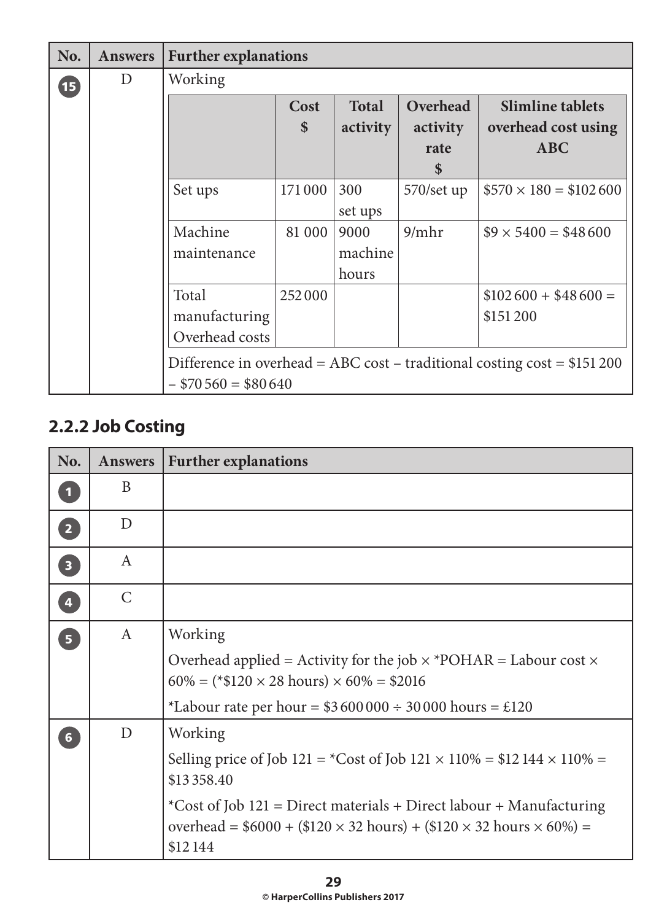| No. | Answers | Further explanations |
|---|---|---|
| 15 | D | Working |

| | Cost<br>$ | Total activity | Overhead activity rate<br>$ | Slimline tablets overhead cost using ABC |
|---|---|---|---|---|
| Set ups | 171 000 | 300 set ups | 570/set up | $570 × 180 = $102 600 |
| Machine maintenance | 81 000 | 9000 machine hours | 9/mhr | $9 × 5400 = $48 600 |
| Total manufacturing Overhead costs | 252 000 | | | $102 600 + $48 600 = $151 200 |

Difference in overhead = ABC cost – traditional costing cost = $151 200 – $70 560 = $80 640

## 2.2.2 Job Costing

| No. | Answers | Further explanations |
|---|---|---|
| 1 | B | |
| 2 | D | |
| 3 | A | |
| 4 | C | |
| 5 | A | Working<br>Overhead applied = Activity for the job × *POHAR = Labour cost × 60% = (*$120 × 28 hours) × 60% = $2016<br>*Labour rate per hour = $3 600 000 ÷ 30 000 hours = £120 |
| 6 | D | Working<br>Selling price of Job 121 = *Cost of Job 121 × 110% = $12 144 × 110% = $13 358.40<br>*Cost of Job 121 = Direct materials + Direct labour + Manufacturing overhead = $6000 + ($120 × 32 hours) + ($120 × 32 hours × 60%) = $12 144 |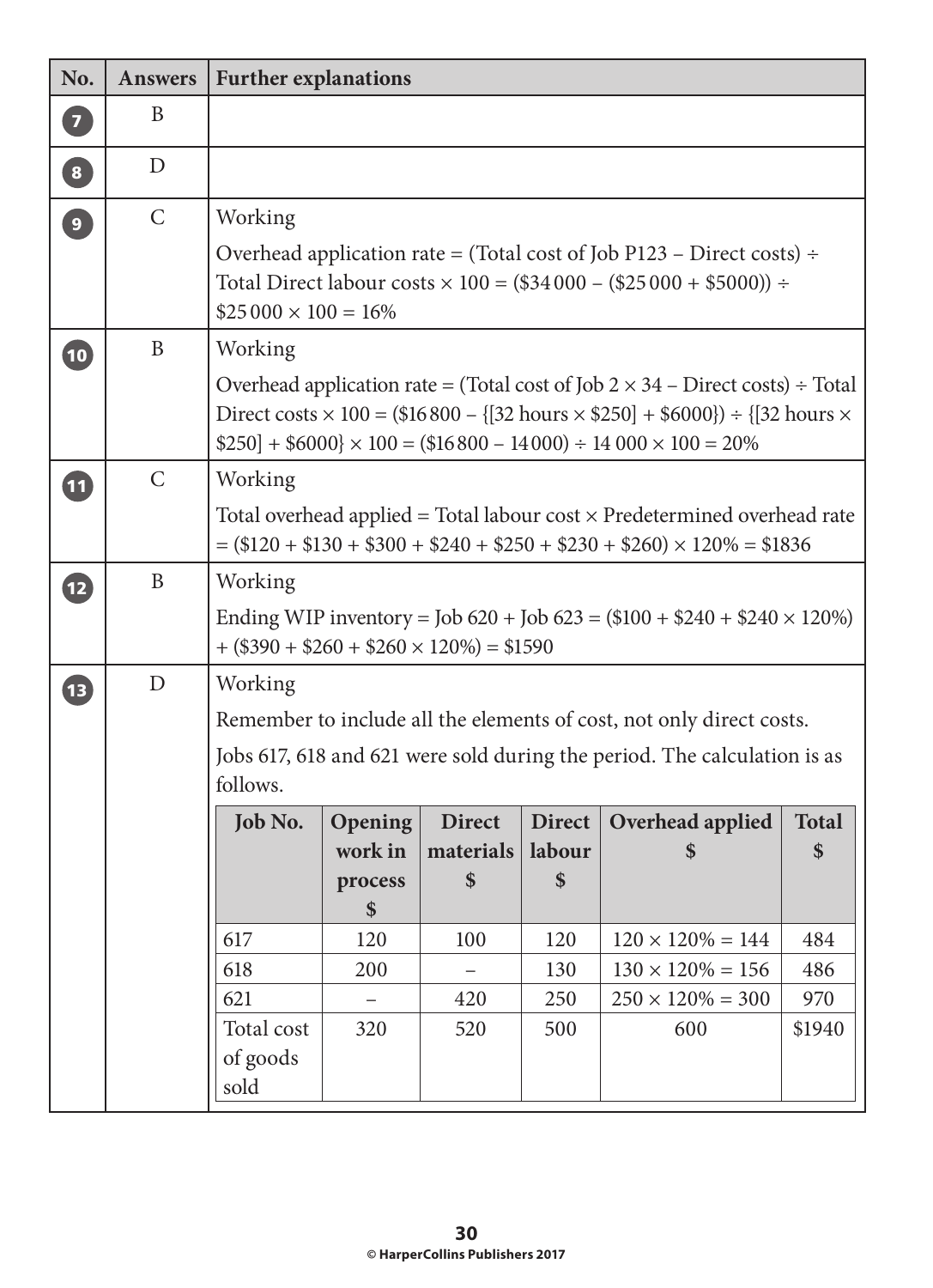| No. | Answers | Further explanations |
|---|---|---|
| 7 | B | |
| 8 | D | |
| 9 | C | Working<br>Overhead application rate = (Total cost of Job P123 – Direct costs) ÷ Total Direct labour costs × 100 = ($34 000 – ($25 000 + $5000)) ÷ $25 000 × 100 = 16% |
| 10 | B | Working<br>Overhead application rate = (Total cost of Job 2 × 34 – Direct costs) ÷ Total Direct costs × 100 = ($16 800 – {[32 hours × $250] + $6000}) ÷ {[32 hours × $250] + $6000} × 100 = ($16 800 – 14 000) ÷ 14 000 × 100 = 20% |
| 11 | C | Working<br>Total overhead applied = Total labour cost × Predetermined overhead rate = ($120 + $130 + $300 + $240 + $250 + $230 + $260) × 120% = $1836 |
| 12 | B | Working<br>Ending WIP inventory = Job 620 + Job 623 = ($100 + $240 + $240 × 120%) + ($390 + $260 + $260 × 120%) = $1590 |
| 13 | D | Working<br>Remember to include all the elements of cost, not only direct costs.<br>Jobs 617, 618 and 621 were sold during the period. The calculation is as follows. |

| Job No. | Opening work in process $ | Direct materials $ | Direct labour $ | Overhead applied $ | Total $ |
|---|---|---|---|---|---|
| 617 | 120 | 100 | 120 | 120 × 120% = 144 | 484 |
| 618 | 200 | – | 130 | 130 × 120% = 156 | 486 |
| 621 | – | 420 | 250 | 250 × 120% = 300 | 970 |
| Total cost of goods sold | 320 | 520 | 500 | 600 | $1940 |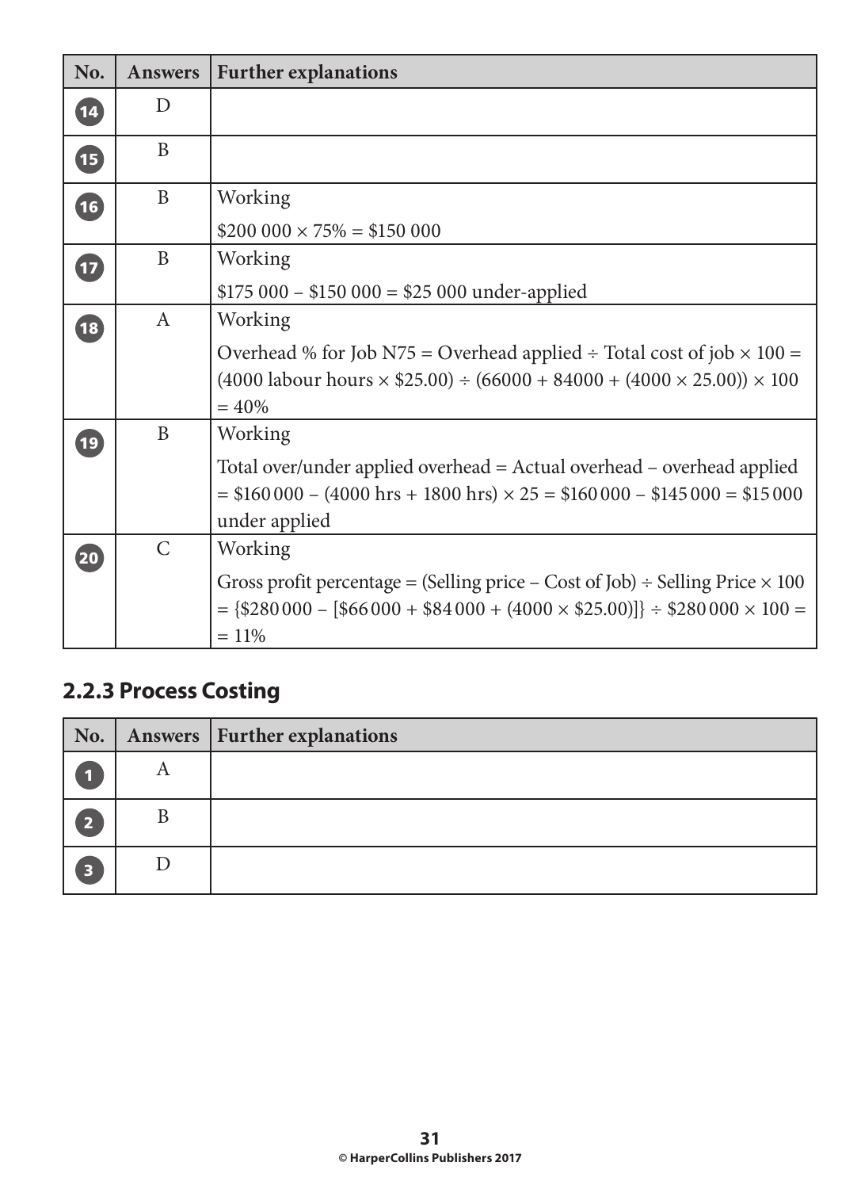| No. | Answers | Further explanations |
| --- | --- | --- |
| 14 | D | |
| 15 | B | |
| 16 | B | Working<br>$\$200\,000 \times 75\% = \$150\,000$ |
| 17 | B | Working<br>$\$175\,000 - \$150\,000 = \$25\,000$ under-applied |
| 18 | A | Working<br>Overhead % for Job N75 = Overhead applied ÷ Total cost of job × 100 = $(4000 \text{ labour hours} \times \$25.00) \div (66000 + 84000 + (4000 \times 25.00)) \times 100 = 40\%$ |
| 19 | B | Working<br>Total over/under applied overhead = Actual overhead – overhead applied $= \$160\,000 - (4000 \text{ hrs} + 1800 \text{ hrs}) \times 25 = \$160\,000 - \$145\,000 = \$15\,000$ under applied |
| 20 | C | Working<br>Gross profit percentage = (Selling price – Cost of Job) ÷ Selling Price × 100 $= \{\$280\,000 - [\$66\,000 + \$84\,000 + (4000 \times \$25.00)]\} \div \$280\,000 \times 100 = = 11\%$ |

## 2.2.3 Process Costing

| No. | Answers | Further explanations |
| --- | --- | --- |
| 1 | A | |
| 2 | B | |
| 3 | D | |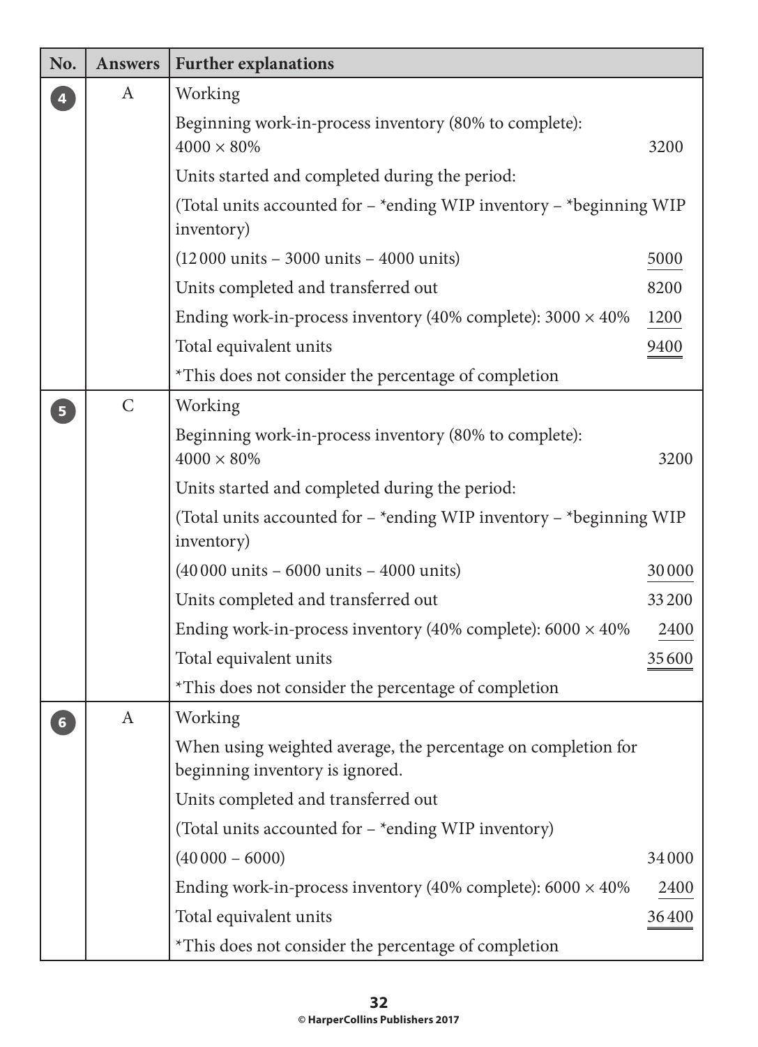| No. | Answers | Further explanations | |
|---|---|---|---|
| 4 | A | Working | |
| | | Beginning work-in-process inventory (80% to complete): 4000 × 80% | 3200 |
| | | Units started and completed during the period: | |
| | | (Total units accounted for – *ending WIP inventory – *beginning WIP inventory) | |
| | | (12 000 units – 3000 units – 4000 units) | 5000 |
| | | Units completed and transferred out | 8200 |
| | | Ending work-in-process inventory (40% complete): 3000 × 40% | 1200 |
| | | Total equivalent units | 9400 |
| | | *This does not consider the percentage of completion | |
| 5 | C | Working | |
| | | Beginning work-in-process inventory (80% to complete): 4000 × 80% | 3200 |
| | | Units started and completed during the period: | |
| | | (Total units accounted for – *ending WIP inventory – *beginning WIP inventory) | |
| | | (40 000 units – 6000 units – 4000 units) | 30 000 |
| | | Units completed and transferred out | 33 200 |
| | | Ending work-in-process inventory (40% complete): 6000 × 40% | 2400 |
| | | Total equivalent units | 35 600 |
| | | *This does not consider the percentage of completion | |
| 6 | A | Working | |
| | | When using weighted average, the percentage on completion for beginning inventory is ignored. | |
| | | Units completed and transferred out | |
| | | (Total units accounted for – *ending WIP inventory) | |
| | | (40 000 – 6000) | 34 000 |
| | | Ending work-in-process inventory (40% complete): 6000 × 40% | 2400 |
| | | Total equivalent units | 36 400 |
| | | *This does not consider the percentage of completion | |

© HarperCollins Publishers 2017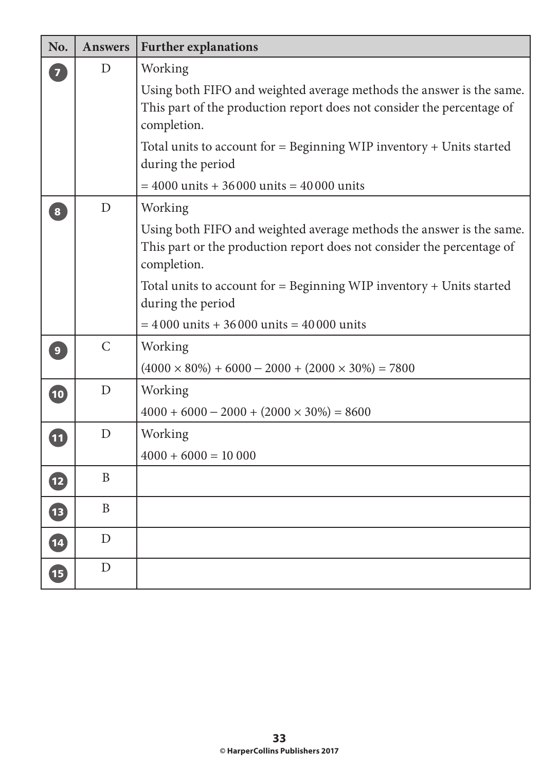| No. | Answers | Further explanations |
|---|---|---|
| 7 | D | Working<br><br>Using both FIFO and weighted average methods the answer is the same. This part of the production report does not consider the percentage of completion.<br><br>Total units to account for = Beginning WIP inventory + Units started during the period<br><br>= 4000 units + 36 000 units = 40 000 units |
| 8 | D | Working<br><br>Using both FIFO and weighted average methods the answer is the same. This part or the production report does not consider the percentage of completion.<br><br>Total units to account for = Beginning WIP inventory + Units started during the period<br><br>= 4 000 units + 36 000 units = 40 000 units |
| 9 | C | Working<br><br>$(4000 \times 80\%) + 6000 - 2000 + (2000 \times 30\%) = 7800$ |
| 10 | D | Working<br><br>$4000 + 6000 - 2000 + (2000 \times 30\%) = 8600$ |
| 11 | D | Working<br><br>4000 + 6000 = 10 000 |
| 12 | B | |
| 13 | B | |
| 14 | D | |
| 15 | D | |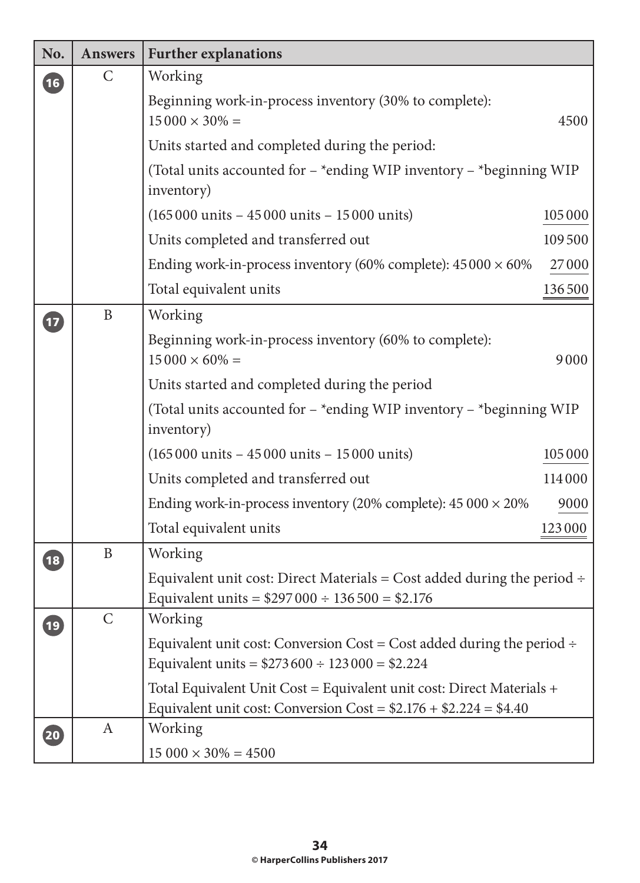| No. | Answers | Further explanations | |
|---|---|---|---|
| 16 | C | Working | |
| | | Beginning work-in-process inventory (30% to complete): $15\,000 \times 30\% =$ | 4500 |
| | | Units started and completed during the period: | |
| | | (Total units accounted for – *ending WIP inventory – *beginning WIP inventory) | |
| | | (165 000 units – 45 000 units – 15 000 units) | 105 000 |
| | | Units completed and transferred out | 109 500 |
| | | Ending work-in-process inventory (60% complete): $45\,000 \times 60\%$ | 27 000 |
| | | Total equivalent units | 136 500 |
| 17 | B | Working | |
| | | Beginning work-in-process inventory (60% to complete): $15\,000 \times 60\% =$ | 9000 |
| | | Units started and completed during the period | |
| | | (Total units accounted for – *ending WIP inventory – *beginning WIP inventory) | |
| | | (165 000 units – 45 000 units – 15 000 units) | 105 000 |
| | | Units completed and transferred out | 114 000 |
| | | Ending work-in-process inventory (20% complete): $45\,000 \times 20\%$ | 9000 |
| | | Total equivalent units | 123 000 |
| 18 | B | Working | |
| | | Equivalent unit cost: Direct Materials = Cost added during the period ÷ Equivalent units = $297 000 ÷ 136 500 = $2.176 | |
| 19 | C | Working | |
| | | Equivalent unit cost: Conversion Cost = Cost added during the period ÷ Equivalent units = $273 600 ÷ 123 000 = $2.224 | |
| | | Total Equivalent Unit Cost = Equivalent unit cost: Direct Materials + Equivalent unit cost: Conversion Cost = $2.176 + $2.224 = $4.40 | |
| 20 | A | Working | |
| | | $15\,000 \times 30\% = 4500$ | |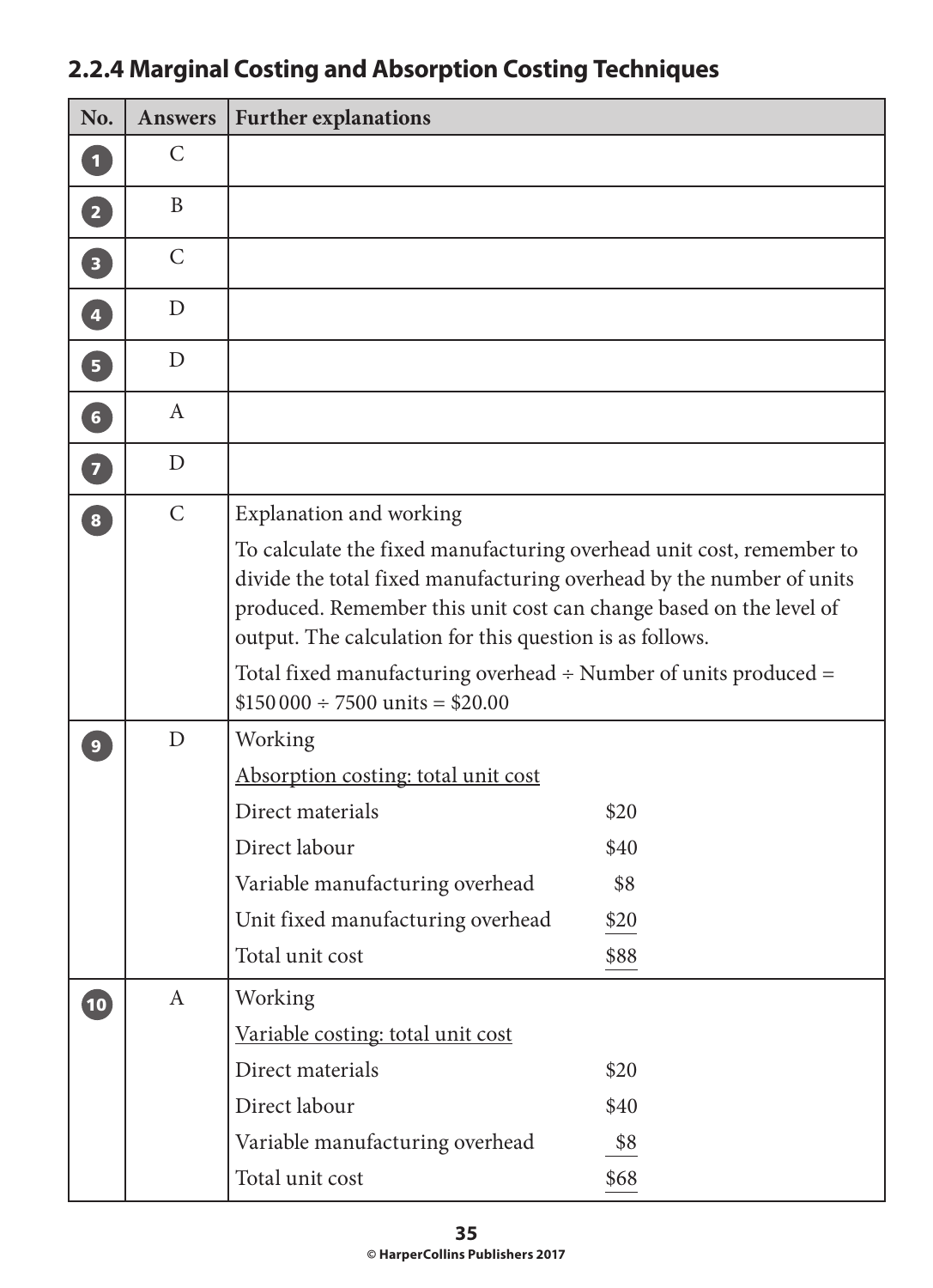## 2.2.4 Marginal Costing and Absorption Costing Techniques

| No. | Answers | Further explanations |
|---|---|---|
| 1 | C | |
| 2 | B | |
| 3 | C | |
| 4 | D | |
| 5 | D | |
| 6 | A | |
| 7 | D | |
| 8 | C | Explanation and working<br><br>To calculate the fixed manufacturing overhead unit cost, remember to divide the total fixed manufacturing overhead by the number of units produced. Remember this unit cost can change based on the level of output. The calculation for this question is as follows.<br><br>Total fixed manufacturing overhead ÷ Number of units produced = \$150 000 ÷ 7500 units = \$20.00 |
| 9 | D | Working<br><br><u>Absorption costing: total unit cost</u><br><br>Direct materials \$20<br>Direct labour \$40<br>Variable manufacturing overhead \$8<br>Unit fixed manufacturing overhead \$20<br>Total unit cost \$88 |
| 10 | A | Working<br><br><u>Variable costing: total unit cost</u><br><br>Direct materials \$20<br>Direct labour \$40<br>Variable manufacturing overhead \$8<br>Total unit cost \$68 |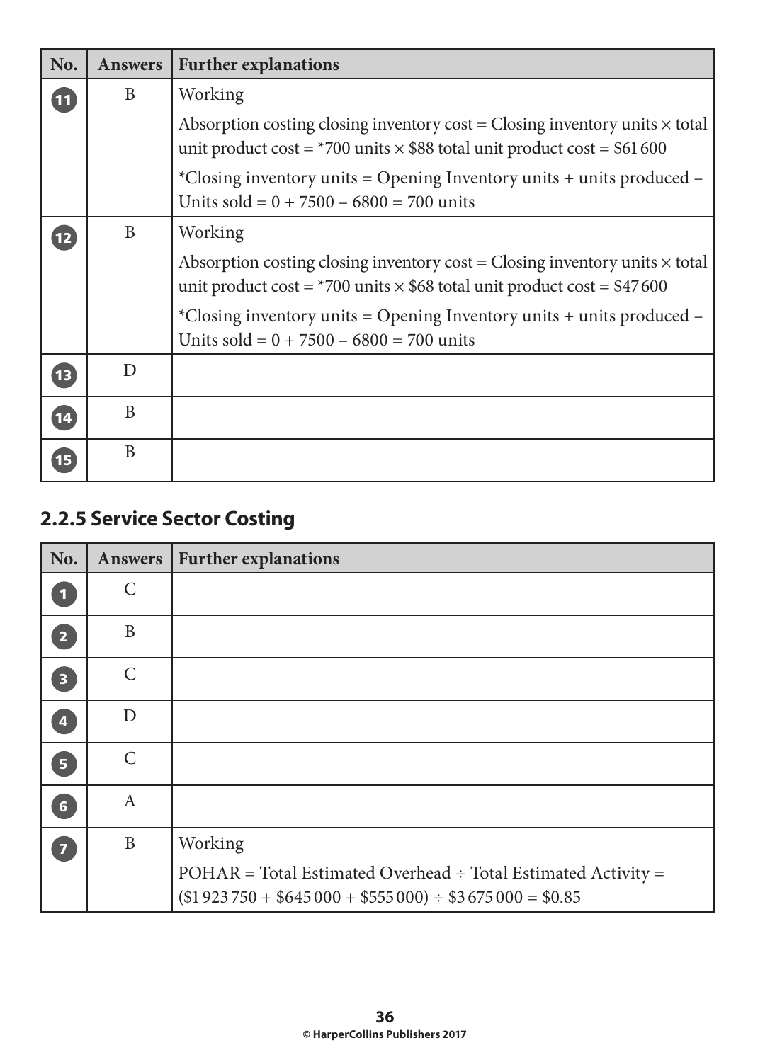| No. | Answers | Further explanations |
|---|---|---|
| 11 | B | Working<br>Absorption costing closing inventory cost = Closing inventory units × total unit product cost = *700 units × \$88 total unit product cost = \$61 600<br>*Closing inventory units = Opening Inventory units + units produced – Units sold = 0 + 7500 – 6800 = 700 units |
| 12 | B | Working<br>Absorption costing closing inventory cost = Closing inventory units × total unit product cost = *700 units × \$68 total unit product cost = \$47 600<br>*Closing inventory units = Opening Inventory units + units produced – Units sold = 0 + 7500 – 6800 = 700 units |
| 13 | D | |
| 14 | B | |
| 15 | B | |

## 2.2.5 Service Sector Costing

| No. | Answers | Further explanations |
|---|---|---|
| 1 | C | |
| 2 | B | |
| 3 | C | |
| 4 | D | |
| 5 | C | |
| 6 | A | |
| 7 | B | Working<br>POHAR = Total Estimated Overhead ÷ Total Estimated Activity = (\$1 923 750 + \$645 000 + \$555 000) ÷ \$3 675 000 = \$0.85 |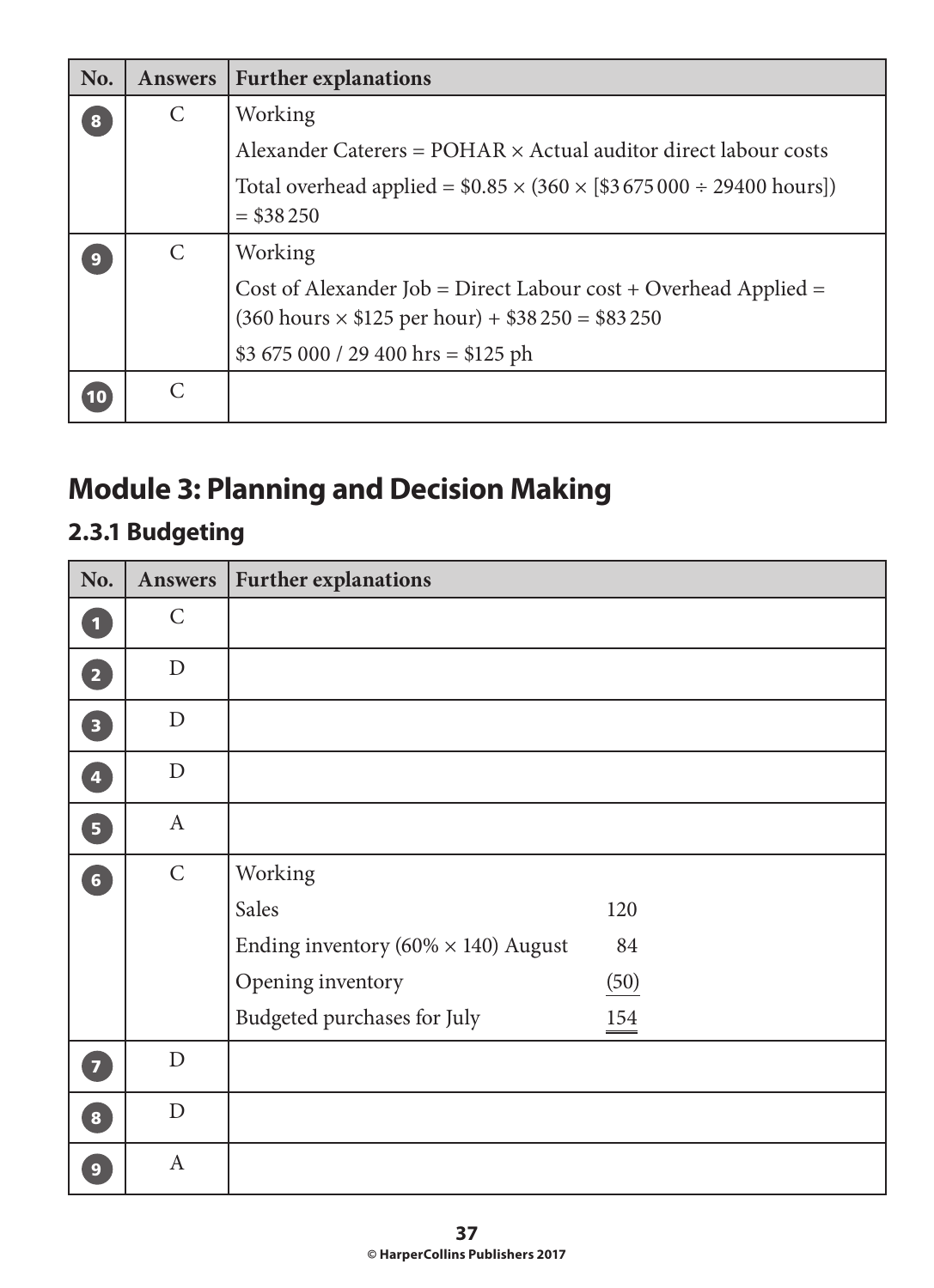| No. | Answers | Further explanations |
| --- | --- | --- |
| 8 | C | Working<br>Alexander Caterers = POHAR × Actual auditor direct labour costs<br>Total overhead applied = \$0.85 × (360 × [\$3 675 000 ÷ 29400 hours]) = \$38 250 |
| 9 | C | Working<br>Cost of Alexander Job = Direct Labour cost + Overhead Applied = (360 hours × \$125 per hour) + \$38 250 = \$83 250<br>\$3 675 000 / 29 400 hrs = \$125 ph |
| 10 | C | |

# Module 3: Planning and Decision Making

## 2.3.1 Budgeting

| No. | Answers | Further explanations |
| --- | --- | --- |
| 1 | C | |
| 2 | D | |
| 3 | D | |
| 4 | D | |
| 5 | A | |
| 6 | C | Working<br>Sales: 120<br>Ending inventory (60% × 140) August: 84<br>Opening inventory: (50)<br>Budgeted purchases for July: 154 |
| 7 | D | |
| 8 | D | |
| 9 | A | |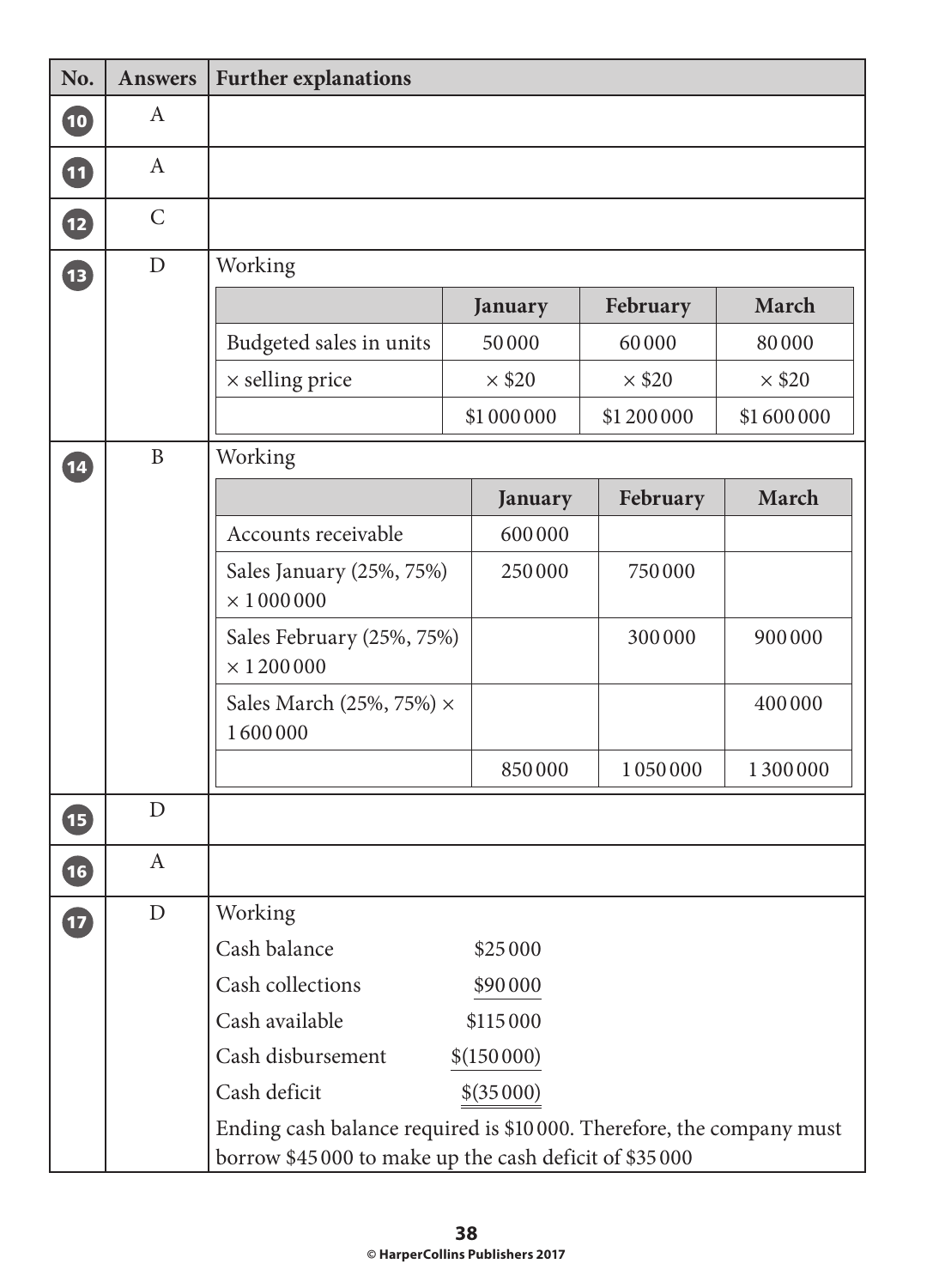| No. | Answers | Further explanations |
|---|---|---|
| 10 | A | |
| 11 | A | |
| 12 | C | |
| 13 | D | Working |

| | January | February | March |
|---|---|---|---|
| Budgeted sales in units | 50 000 | 60 000 | 80 000 |
| × selling price | × $20 | × $20 | × $20 |
| | $1 000 000 | $1 200 000 | $1 600 000 |

| No. | Answers | Further explanations |
|---|---|---|
| 14 | B | Working |

| | January | February | March |
|---|---|---|---|
| Accounts receivable | 600 000 | | |
| Sales January (25%, 75%) × 1 000 000 | 250 000 | 750 000 | |
| Sales February (25%, 75%) × 1 200 000 | | 300 000 | 900 000 |
| Sales March (25%, 75%) × 1 600 000 | | | 400 000 |
| | 850 000 | 1 050 000 | 1 300 000 |

| No. | Answers | Further explanations |
|---|---|---|
| 15 | D | |
| 16 | A | |
| 17 | D | Working |

| | |
|---|---|
| Cash balance | $25 000 |
| Cash collections | $90 000 |
| Cash available | $115 000 |
| Cash disbursement | $(150 000) |
| Cash deficit | $(35 000) |

Ending cash balance required is $10 000. Therefore, the company must borrow $45 000 to make up the cash deficit of $35 000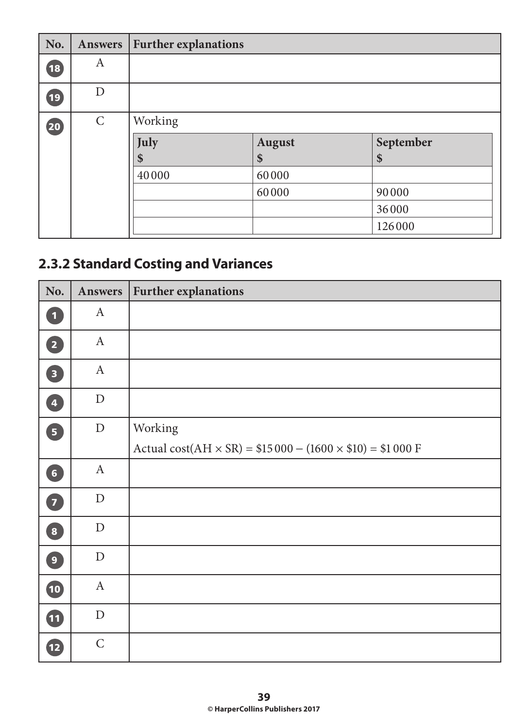| No. | Answers | Further explanations |
|---|---|---|
| 18 | A | |
| 19 | D | |
| 20 | C | Working |

| July $ | August $ | September $ |
|---|---|---|
| 40 000 | 60 000 | |
| | 60 000 | 90 000 |
| | | 36 000 |
| | | 126 000 |

## 2.3.2 Standard Costing and Variances

| No. | Answers | Further explanations |
|---|---|---|
| 1 | A | |
| 2 | A | |
| 3 | A | |
| 4 | D | |
| 5 | D | Working<br>Actual cost(AH × SR) = $15 000 − (1600 × $10) = $1 000 F |
| 6 | A | |
| 7 | D | |
| 8 | D | |
| 9 | D | |
| 10 | A | |
| 11 | D | |
| 12 | C | |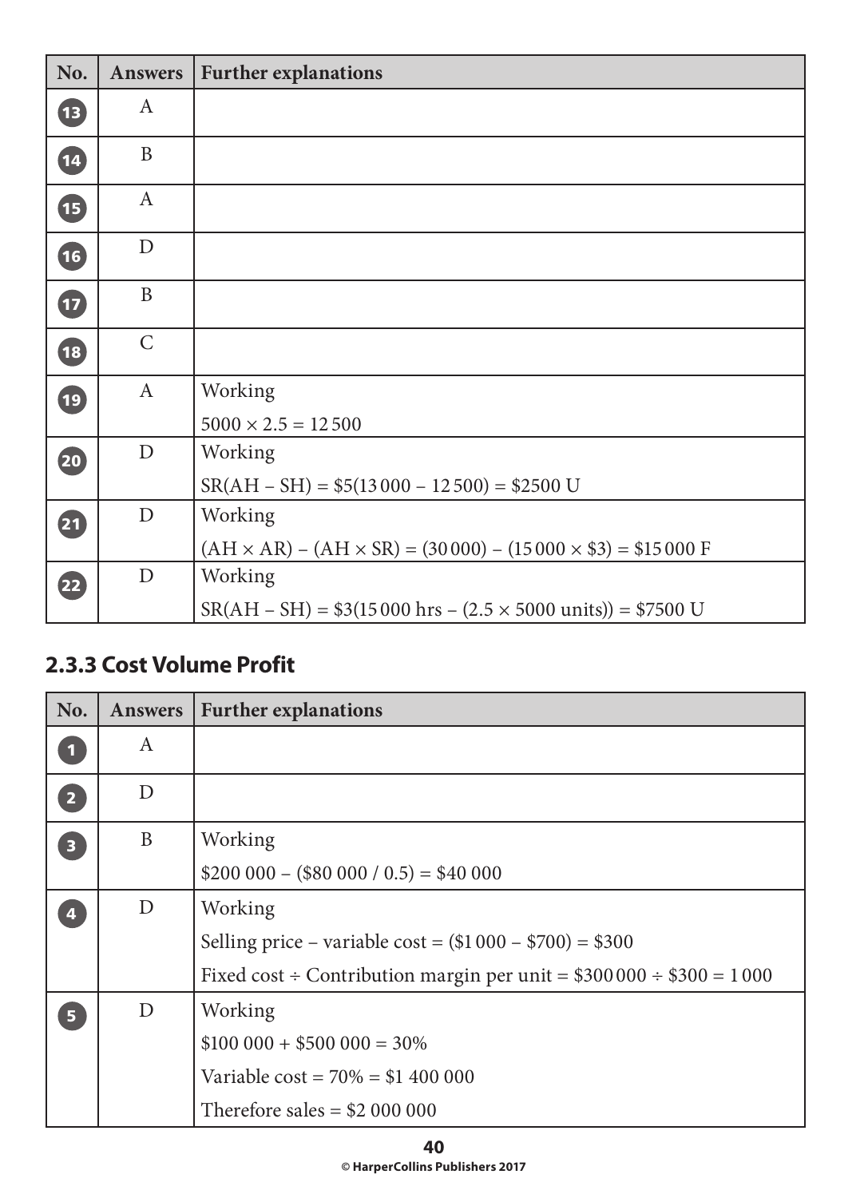| No. | Answers | Further explanations |
|---|---|---|
| 13 | A | |
| 14 | B | |
| 15 | A | |
| 16 | D | |
| 17 | B | |
| 18 | C | |
| 19 | A | Working<br>$5000 \times 2.5 = 12\,500$ |
| 20 | D | Working<br>$SR(AH - SH) = \$5(13\,000 - 12\,500) = \$2500$ U |
| 21 | D | Working<br>$(AH \times AR) - (AH \times SR) = (30\,000) - (15\,000 \times \$3) = \$15\,000$ F |
| 22 | D | Working<br>$SR(AH - SH) = \$3(15\,000 \text{ hrs} - (2.5 \times 5000 \text{ units})) = \$7500$ U |

## 2.3.3 Cost Volume Profit

| No. | Answers | Further explanations |
|---|---|---|
| 1 | A | |
| 2 | D | |
| 3 | B | Working<br>$\$200\,000 - (\$80\,000 / 0.5) = \$40\,000$ |
| 4 | D | Working<br>Selling price – variable cost = ($1 000 – $700) = $300<br>Fixed cost ÷ Contribution margin per unit = $300 000 ÷ $300 = 1 000 |
| 5 | D | Working<br>$100 000 + $500 000 = 30%<br>Variable cost = 70% = $1 400 000<br>Therefore sales = $2 000 000 |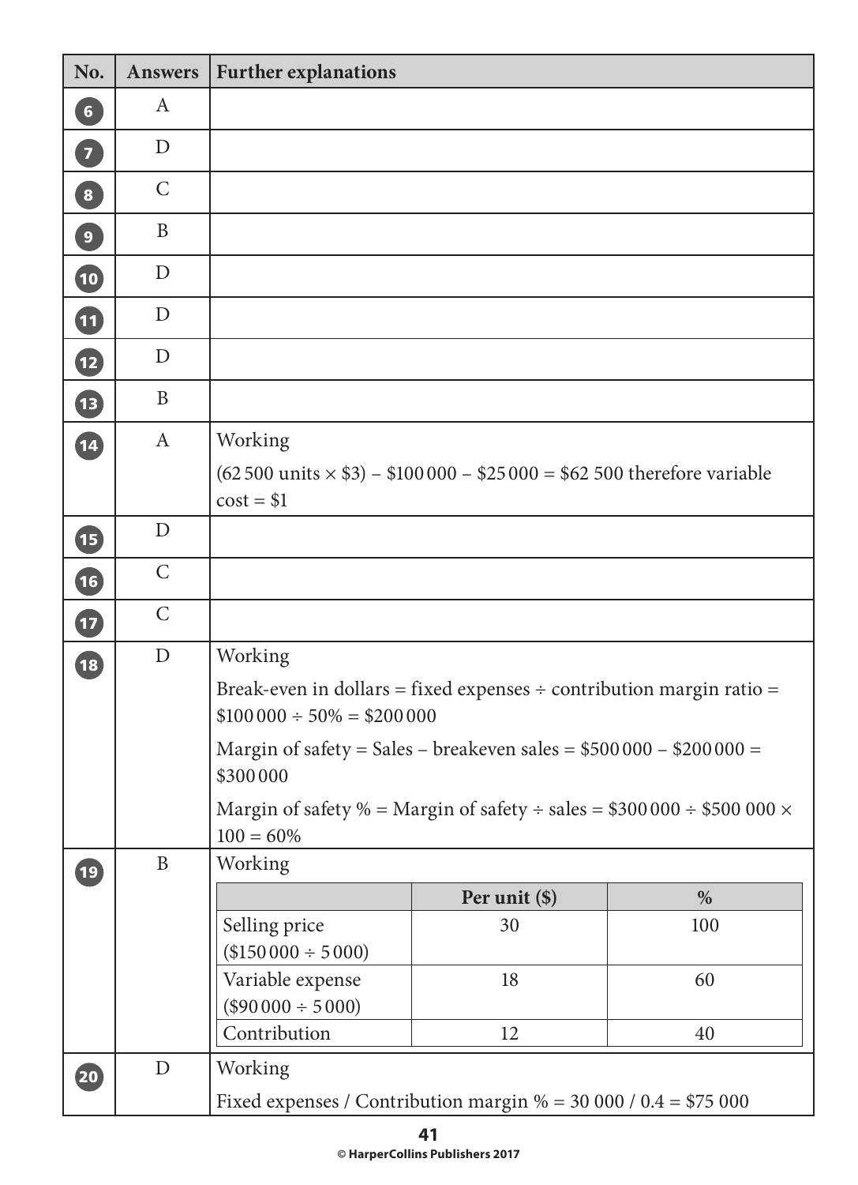| No. | Answers | Further explanations |
|---|---|---|
| 6 | A | |
| 7 | D | |
| 8 | C | |
| 9 | B | |
| 10 | D | |
| 11 | D | |
| 12 | D | |
| 13 | B | |
| 14 | A | Working<br>(62 500 units × \$3) – \$100 000 – \$25 000 = \$62 500 therefore variable cost = \$1 |
| 15 | D | |
| 16 | C | |
| 17 | C | |
| 18 | D | Working<br>Break-even in dollars = fixed expenses ÷ contribution margin ratio = \$100 000 ÷ 50% = \$200 000<br>Margin of safety = Sales – breakeven sales = \$500 000 – \$200 000 = \$300 000<br>Margin of safety % = Margin of safety ÷ sales = \$300 000 ÷ \$500 000 × 100 = 60% |
| 19 | B | Working<br>(see table below) |
| 20 | D | Working<br>Fixed expenses / Contribution margin % = 30 000 / 0.4 = \$75 000 |

Working for 19:

| | Per unit (\$) | % |
|---|---|---|
| Selling price (\$150 000 ÷ 5 000) | 30 | 100 |
| Variable expense (\$90 000 ÷ 5 000) | 18 | 60 |
| Contribution | 12 | 40 |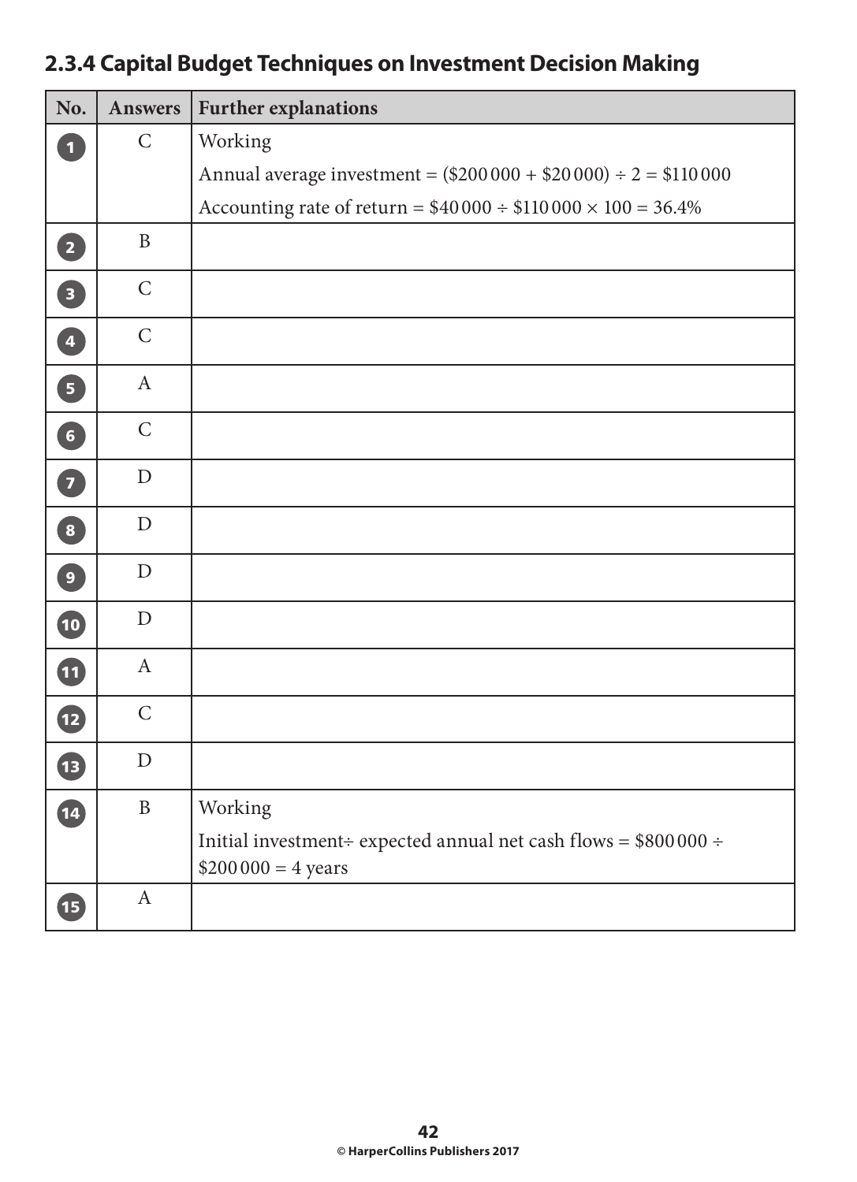## 2.3.4 Capital Budget Techniques on Investment Decision Making

| No. | Answers | Further explanations |
|---|---|---|
| 1 | C | Working<br>Annual average investment = ($200 000 + $20 000) ÷ 2 = $110 000<br>Accounting rate of return = $40 000 ÷ $110 000 × 100 = 36.4% |
| 2 | B | |
| 3 | C | |
| 4 | C | |
| 5 | A | |
| 6 | C | |
| 7 | D | |
| 8 | D | |
| 9 | D | |
| 10 | D | |
| 11 | A | |
| 12 | C | |
| 13 | D | |
| 14 | B | Working<br>Initial investment÷ expected annual net cash flows = $800 000 ÷ $200 000 = 4 years |
| 15 | A | |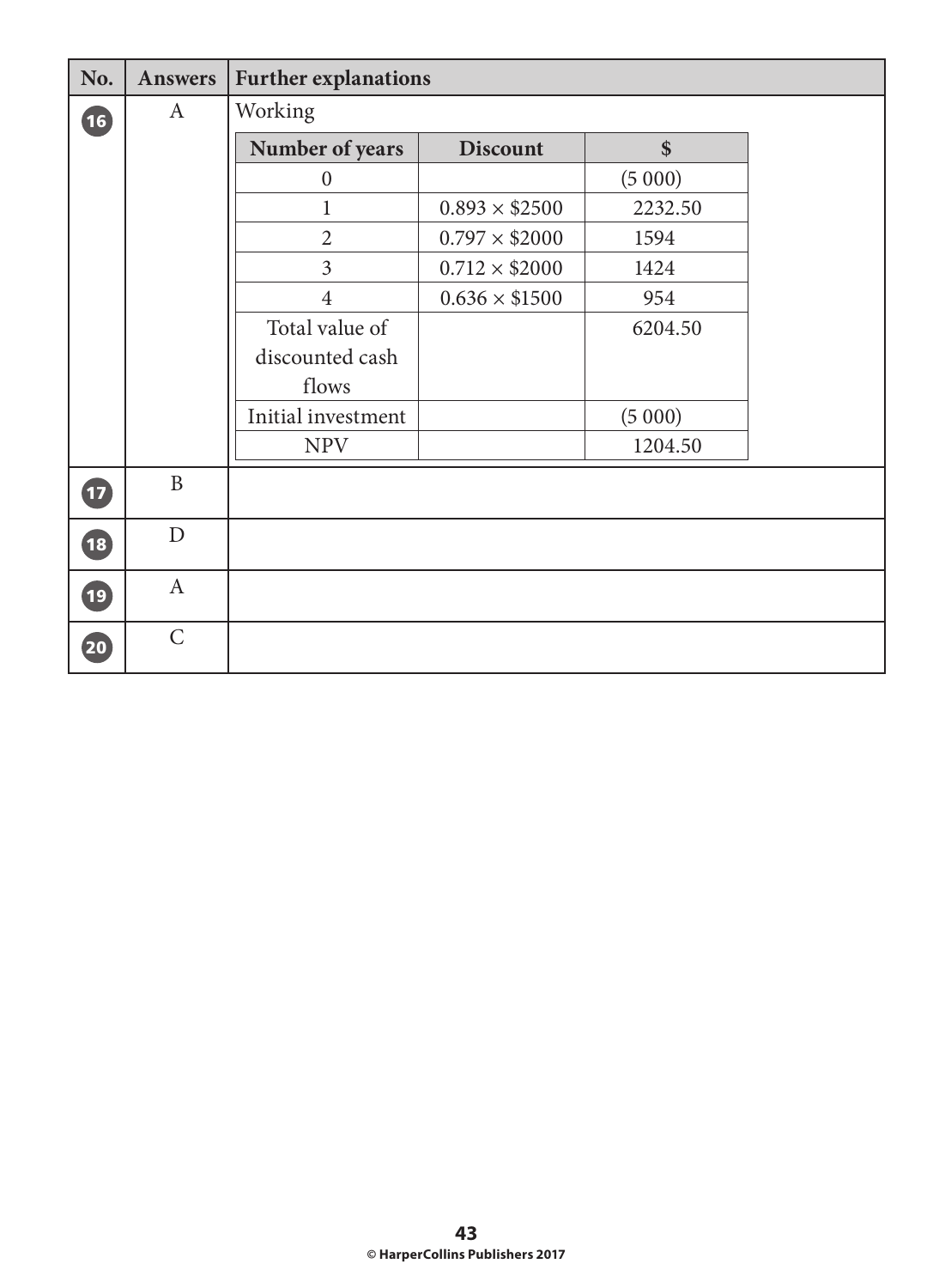| No. | Answers | Further explanations |
| --- | --- | --- |
| 16 | A | Working |

| Number of years | Discount | $ |
| --- | --- | --- |
| 0 | | (5 000) |
| 1 | 0.893 × $2500 | 2232.50 |
| 2 | 0.797 × $2000 | 1594 |
| 3 | 0.712 × $2000 | 1424 |
| 4 | 0.636 × $1500 | 954 |
| Total value of discounted cash flows | | 6204.50 |
| Initial investment | | (5 000) |
| NPV | | 1204.50 |

| No. | Answers | Further explanations |
| --- | --- | --- |
| 17 | B | |
| 18 | D | |
| 19 | A | |
| 20 | C | |

© HarperCollins Publishers 2017